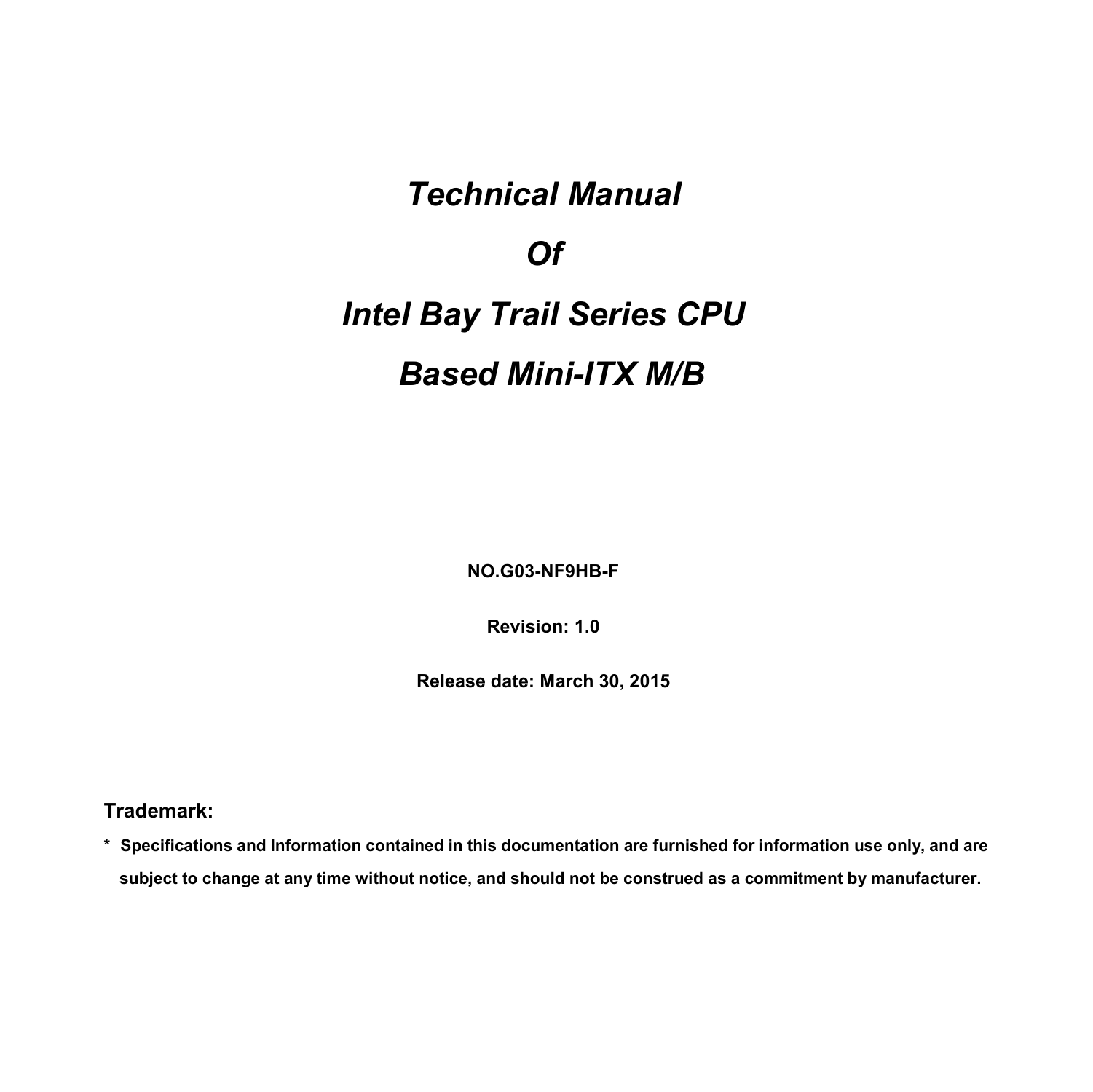# *Technical Manual*

# *Of*

# *Intel Bay Trail Series CPU*

# *Based Mini-ITX M/B*

**NO.G03-NF9HB-F**

**Revision: 1.0**

**Release date: March 30, 2015**

**Trademark:**

**\* Specifications and Information contained in this documentation are furnished for information use only, and are subject to change at any time without notice, and should not be construed as a commitment by manufacturer.**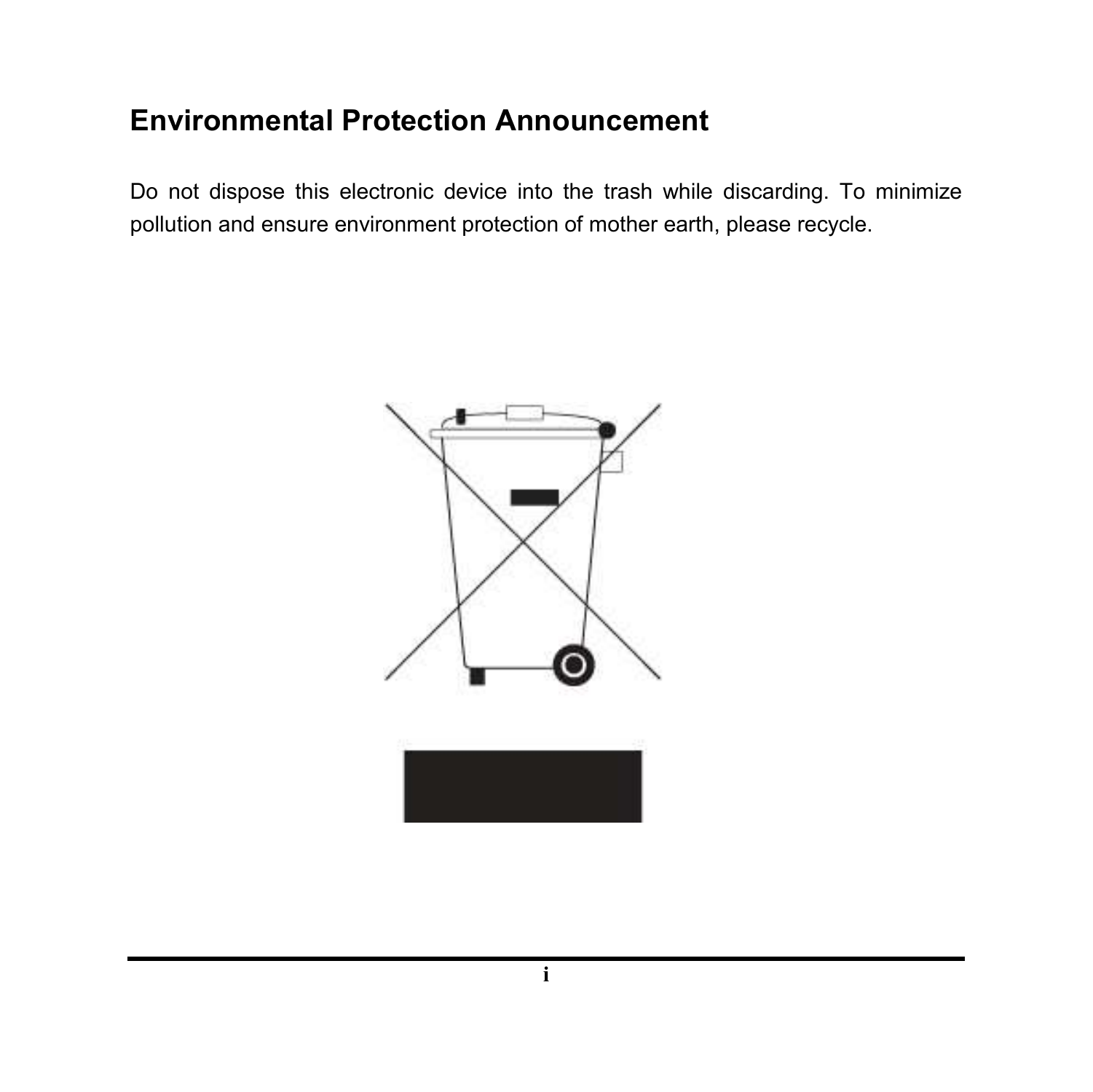# Environmental Protection Announcement

Do not dispose this electronic device into the trash while discarding. To minimize pollution and ensure environment protection of mother earth, please recycle.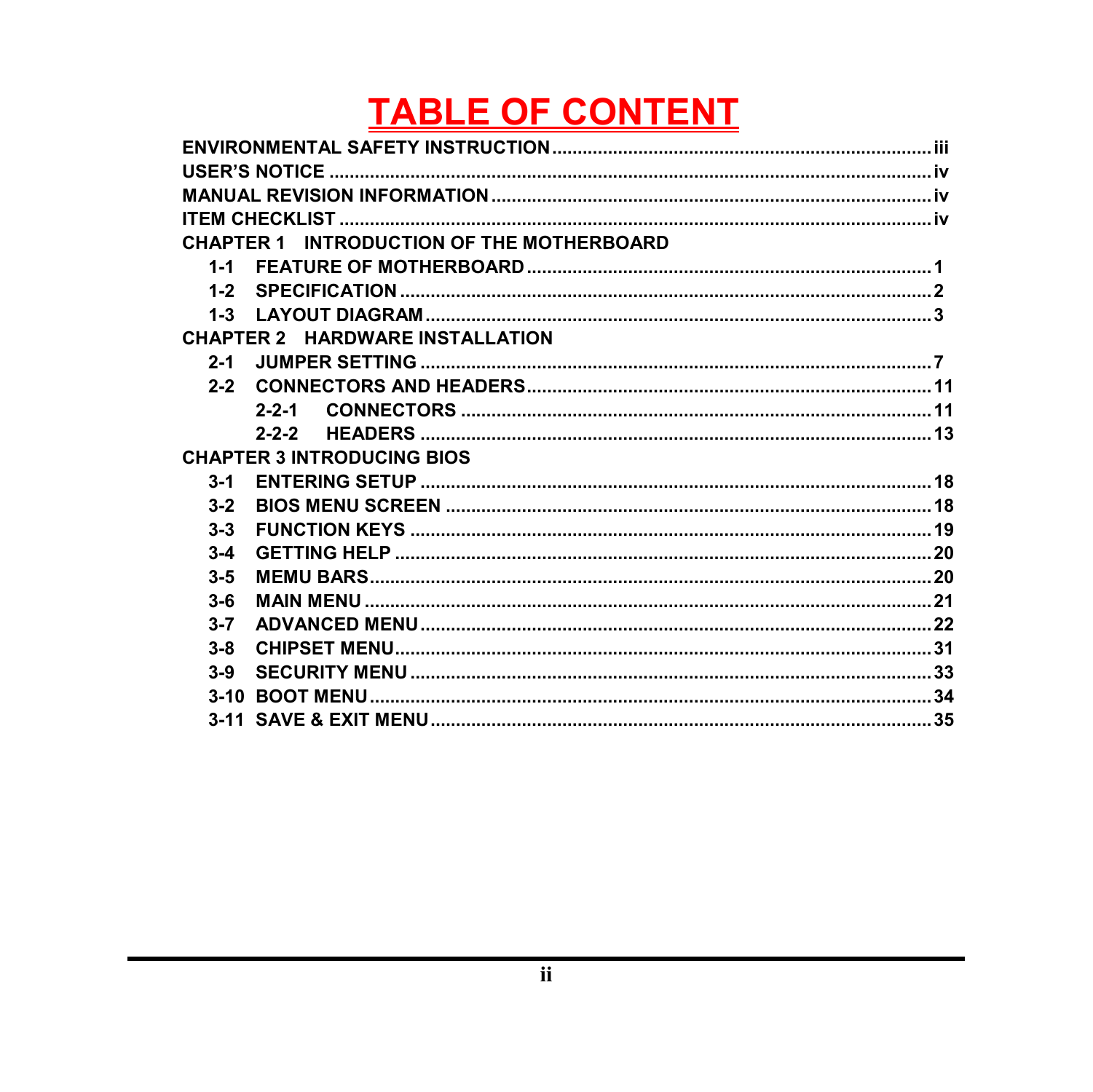# TABLE OF CONTENT

ENVIRONMENTAL SAFETY INSTRUCTION ........ iii
USER'S NOTICE ........ iv
MANUAL REVISION INFORMATION ........ iv
ITEM CHECKLIST ........ iv
CHAPTER 1 INTRODUCTION OF THE MOTHERBOARD
- 1-1 FEATURE OF MOTHERBOARD ........ 1
- 1-2 SPECIFICATION ........ 2
- 1-3 LAYOUT DIAGRAM ........ 3

CHAPTER 2 HARDWARE INSTALLATION
- 2-1 JUMPER SETTING ........ 7
- 2-2 CONNECTORS AND HEADERS ........ 11
  - 2-2-1 CONNECTORS ........ 11
  - 2-2-2 HEADERS ........ 13

CHAPTER 3 INTRODUCING BIOS
- 3-1 ENTERING SETUP ........ 18
- 3-2 BIOS MENU SCREEN ........ 18
- 3-3 FUNCTION KEYS ........ 19
- 3-4 GETTING HELP ........ 20
- 3-5 MEMU BARS ........ 20
- 3-6 MAIN MENU ........ 21
- 3-7 ADVANCED MENU ........ 22
- 3-8 CHIPSET MENU ........ 31
- 3-9 SECURITY MENU ........ 33
- 3-10 BOOT MENU ........ 34
- 3-11 SAVE & EXIT MENU ........ 35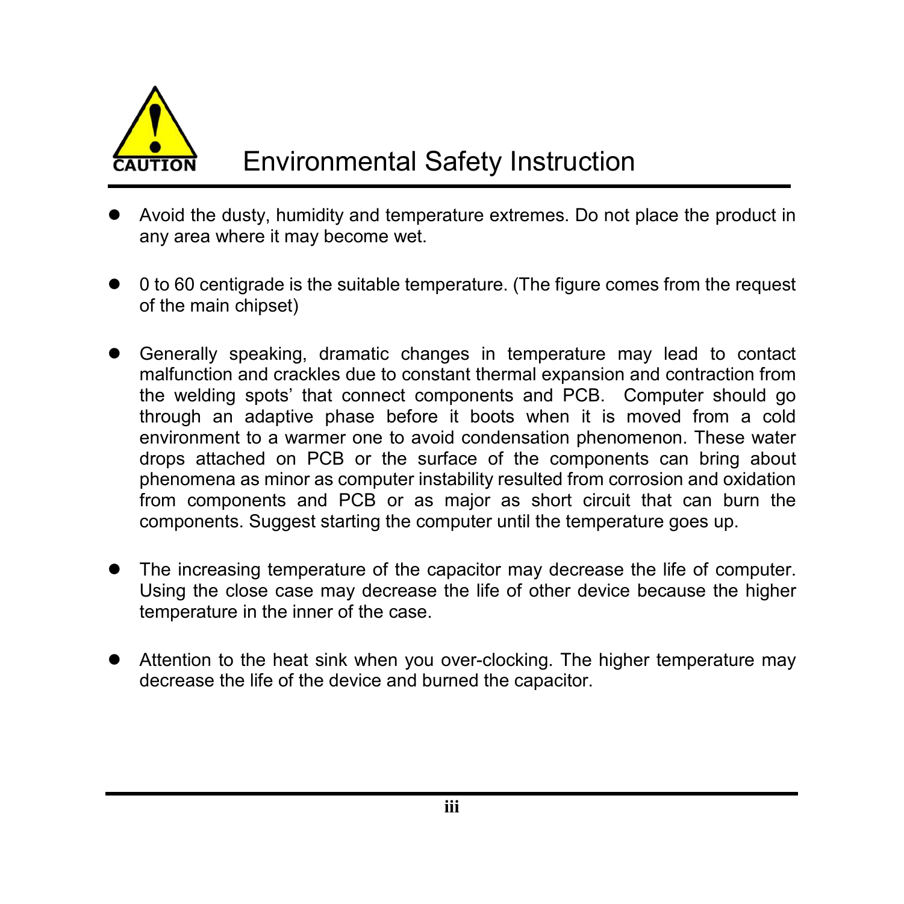# Environmental Safety Instruction

- Avoid the dusty, humidity and temperature extremes. Do not place the product in any area where it may become wet.

- 0 to 60 centigrade is the suitable temperature. (The figure comes from the request of the main chipset)

- Generally speaking, dramatic changes in temperature may lead to contact malfunction and crackles due to constant thermal expansion and contraction from the welding spots' that connect components and PCB. Computer should go through an adaptive phase before it boots when it is moved from a cold environment to a warmer one to avoid condensation phenomenon. These water drops attached on PCB or the surface of the components can bring about phenomena as minor as computer instability resulted from corrosion and oxidation from components and PCB or as major as short circuit that can burn the components. Suggest starting the computer until the temperature goes up.

- The increasing temperature of the capacitor may decrease the life of computer. Using the close case may decrease the life of other device because the higher temperature in the inner of the case.

- Attention to the heat sink when you over-clocking. The higher temperature may decrease the life of the device and burned the capacitor.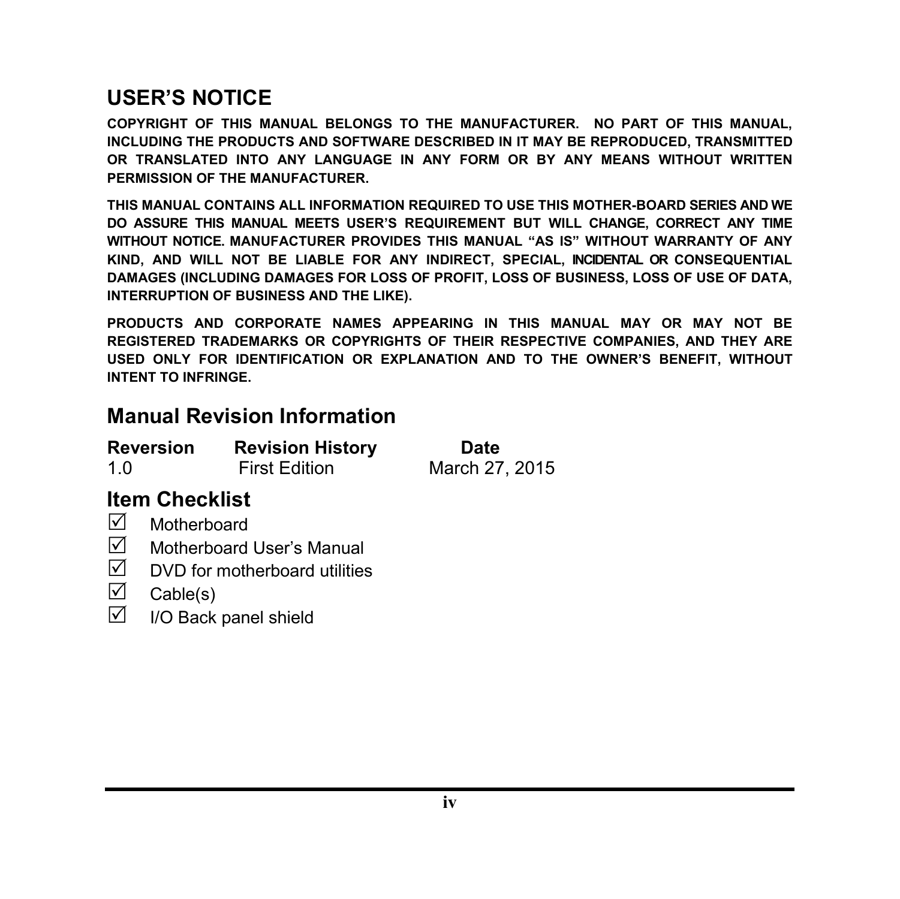## USER'S NOTICE

**COPYRIGHT OF THIS MANUAL BELONGS TO THE MANUFACTURER. NO PART OF THIS MANUAL, INCLUDING THE PRODUCTS AND SOFTWARE DESCRIBED IN IT MAY BE REPRODUCED, TRANSMITTED OR TRANSLATED INTO ANY LANGUAGE IN ANY FORM OR BY ANY MEANS WITHOUT WRITTEN PERMISSION OF THE MANUFACTURER.**

**THIS MANUAL CONTAINS ALL INFORMATION REQUIRED TO USE THIS MOTHER-BOARD SERIES AND WE DO ASSURE THIS MANUAL MEETS USER'S REQUIREMENT BUT WILL CHANGE, CORRECT ANY TIME WITHOUT NOTICE. MANUFACTURER PROVIDES THIS MANUAL "AS IS" WITHOUT WARRANTY OF ANY KIND, AND WILL NOT BE LIABLE FOR ANY INDIRECT, SPECIAL, INCIDENTAL OR CONSEQUENTIAL DAMAGES (INCLUDING DAMAGES FOR LOSS OF PROFIT, LOSS OF BUSINESS, LOSS OF USE OF DATA, INTERRUPTION OF BUSINESS AND THE LIKE).**

**PRODUCTS AND CORPORATE NAMES APPEARING IN THIS MANUAL MAY OR MAY NOT BE REGISTERED TRADEMARKS OR COPYRIGHTS OF THEIR RESPECTIVE COMPANIES, AND THEY ARE USED ONLY FOR IDENTIFICATION OR EXPLANATION AND TO THE OWNER'S BENEFIT, WITHOUT INTENT TO INFRINGE.**

## Manual Revision Information

| Reversion | Revision History | Date |
|---|---|---|
| 1.0 | First Edition | March 27, 2015 |

## Item Checklist

- ☑ Motherboard
- ☑ Motherboard User's Manual
- ☑ DVD for motherboard utilities
- ☑ Cable(s)
- ☑ I/O Back panel shield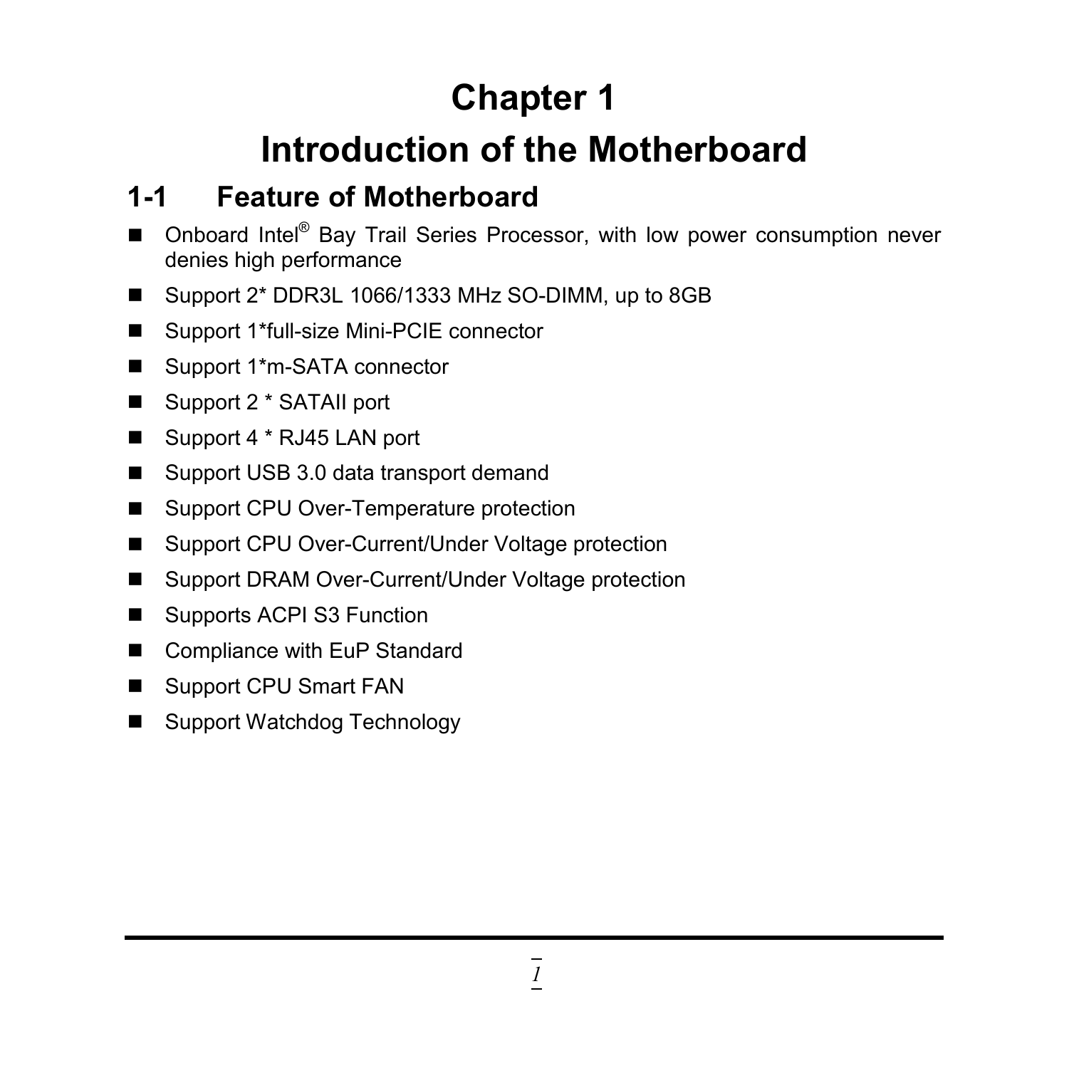# Chapter 1

# Introduction of the Motherboard

## 1-1 Feature of Motherboard

- Onboard Intel® Bay Trail Series Processor, with low power consumption never denies high performance
- Support 2* DDR3L 1066/1333 MHz SO-DIMM, up to 8GB
- Support 1*full-size Mini-PCIE connector
- Support 1*m-SATA connector
- Support 2 * SATAII port
- Support 4 * RJ45 LAN port
- Support USB 3.0 data transport demand
- Support CPU Over-Temperature protection
- Support CPU Over-Current/Under Voltage protection
- Support DRAM Over-Current/Under Voltage protection
- Supports ACPI S3 Function
- Compliance with EuP Standard
- Support CPU Smart FAN
- Support Watchdog Technology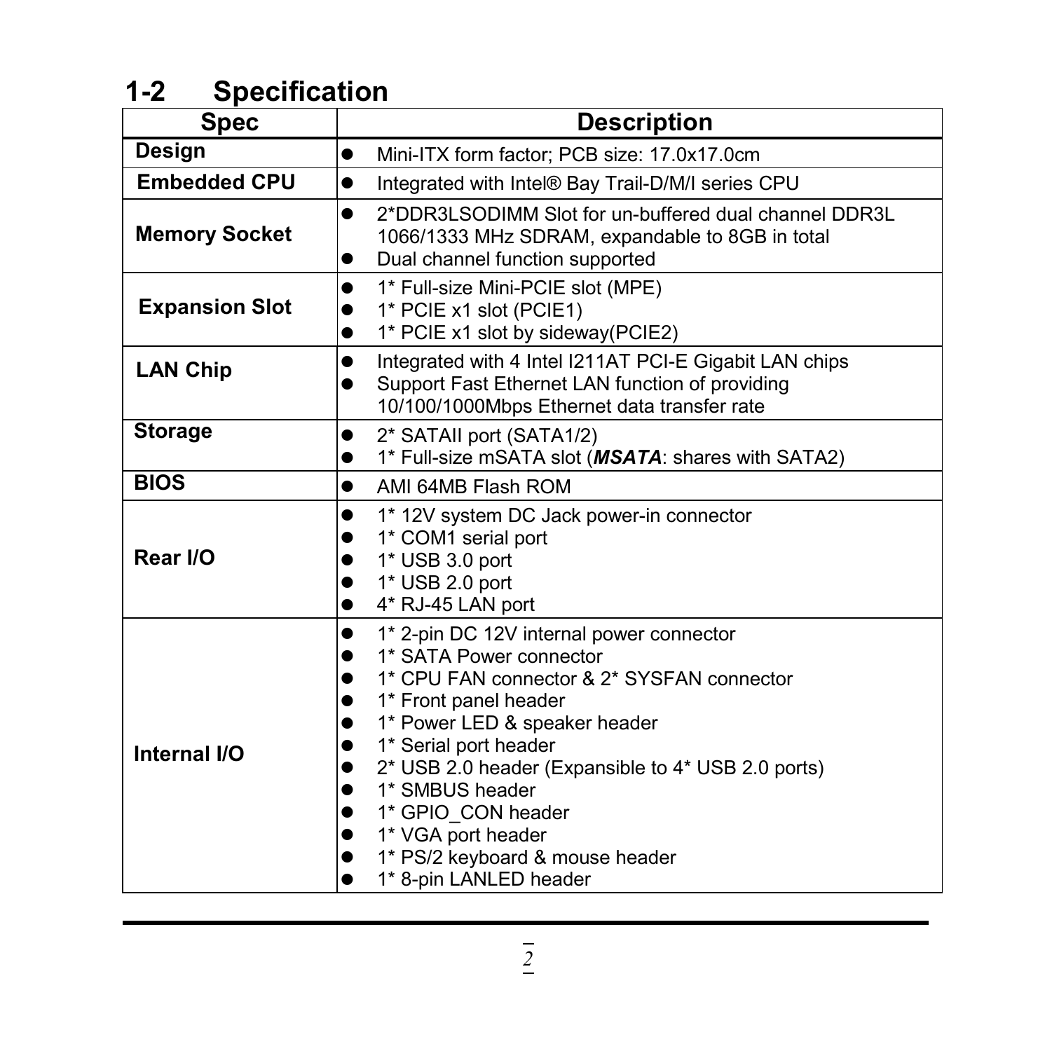## 1-2 Specification

| Spec | Description |
|---|---|
| **Design** | ● Mini-ITX form factor; PCB size: 17.0x17.0cm |
| **Embedded CPU** | ● Integrated with Intel® Bay Trail-D/M/I series CPU |
| **Memory Socket** | ● 2*DDR3LSODIMM Slot for un-buffered dual channel DDR3L 1066/1333 MHz SDRAM, expandable to 8GB in total<br>● Dual channel function supported |
| **Expansion Slot** | ● 1* Full-size Mini-PCIE slot (MPE)<br>● 1* PCIE x1 slot (PCIE1)<br>● 1* PCIE x1 slot by sideway(PCIE2) |
| **LAN Chip** | ● Integrated with 4 Intel I211AT PCI-E Gigabit LAN chips<br>● Support Fast Ethernet LAN function of providing 10/100/1000Mbps Ethernet data transfer rate |
| **Storage** | ● 2* SATAII port (SATA1/2)<br>● 1* Full-size mSATA slot (***MSATA***: shares with SATA2) |
| **BIOS** | ● AMI 64MB Flash ROM |
| **Rear I/O** | ● 1* 12V system DC Jack power-in connector<br>● 1* COM1 serial port<br>● 1* USB 3.0 port<br>● 1* USB 2.0 port<br>● 4* RJ-45 LAN port |
| **Internal I/O** | ● 1* 2-pin DC 12V internal power connector<br>● 1* SATA Power connector<br>● 1* CPU FAN connector & 2* SYSFAN connector<br>● 1* Front panel header<br>● 1* Power LED & speaker header<br>● 1* Serial port header<br>● 2* USB 2.0 header (Expansible to 4* USB 2.0 ports)<br>● 1* SMBUS header<br>● 1* GPIO_CON header<br>● 1* VGA port header<br>● 1* PS/2 keyboard & mouse header<br>● 1* 8-pin LANLED header |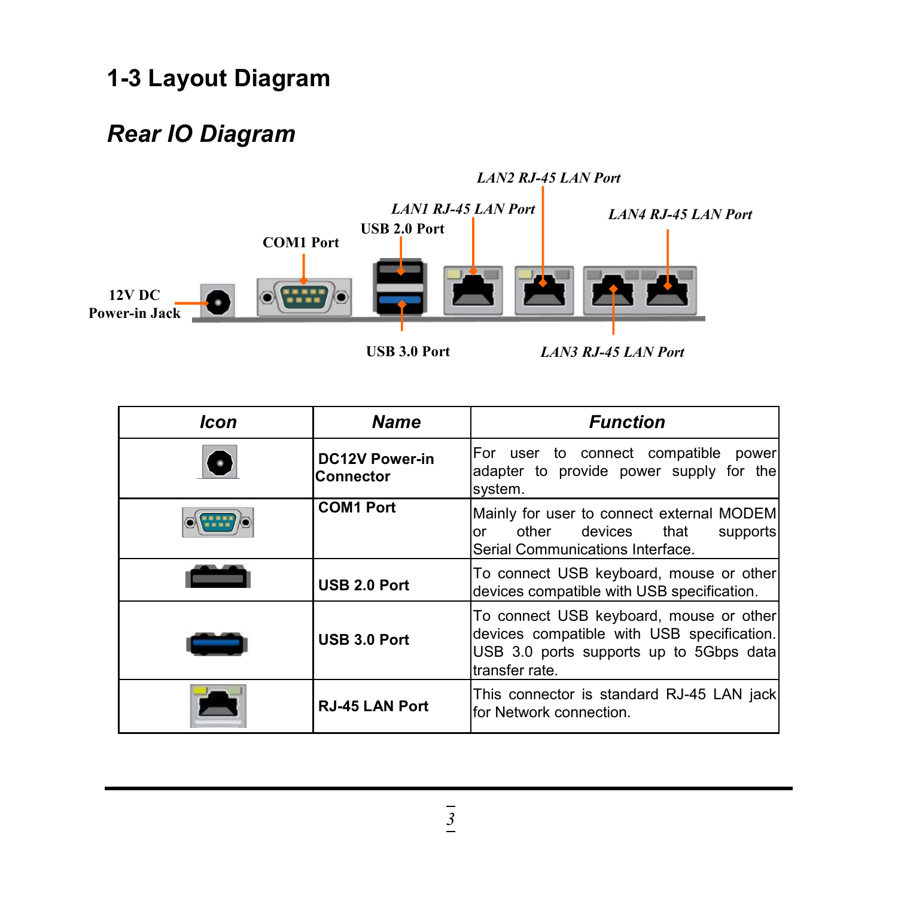# 1-3 Layout Diagram

## *Rear IO Diagram*

*LAN2 RJ-45 LAN Port*

*LAN1 RJ-45 LAN Port*

*LAN4 RJ-45 LAN Port*

USB 2.0 Port

COM1 Port

12V DC Power-in Jack

USB 3.0 Port

*LAN3 RJ-45 LAN Port*

| *Icon* | *Name* | *Function* |
|---|---|---|
| | **DC12V Power-in Connector** | For user to connect compatible power adapter to provide power supply for the system. |
| | **COM1 Port** | Mainly for user to connect external MODEM or other devices that supports Serial Communications Interface. |
| | **USB 2.0 Port** | To connect USB keyboard, mouse or other devices compatible with USB specification. |
| | **USB 3.0 Port** | To connect USB keyboard, mouse or other devices compatible with USB specification. USB 3.0 ports supports up to 5Gbps data transfer rate. |
| | **RJ-45 LAN Port** | This connector is standard RJ-45 LAN jack for Network connection. |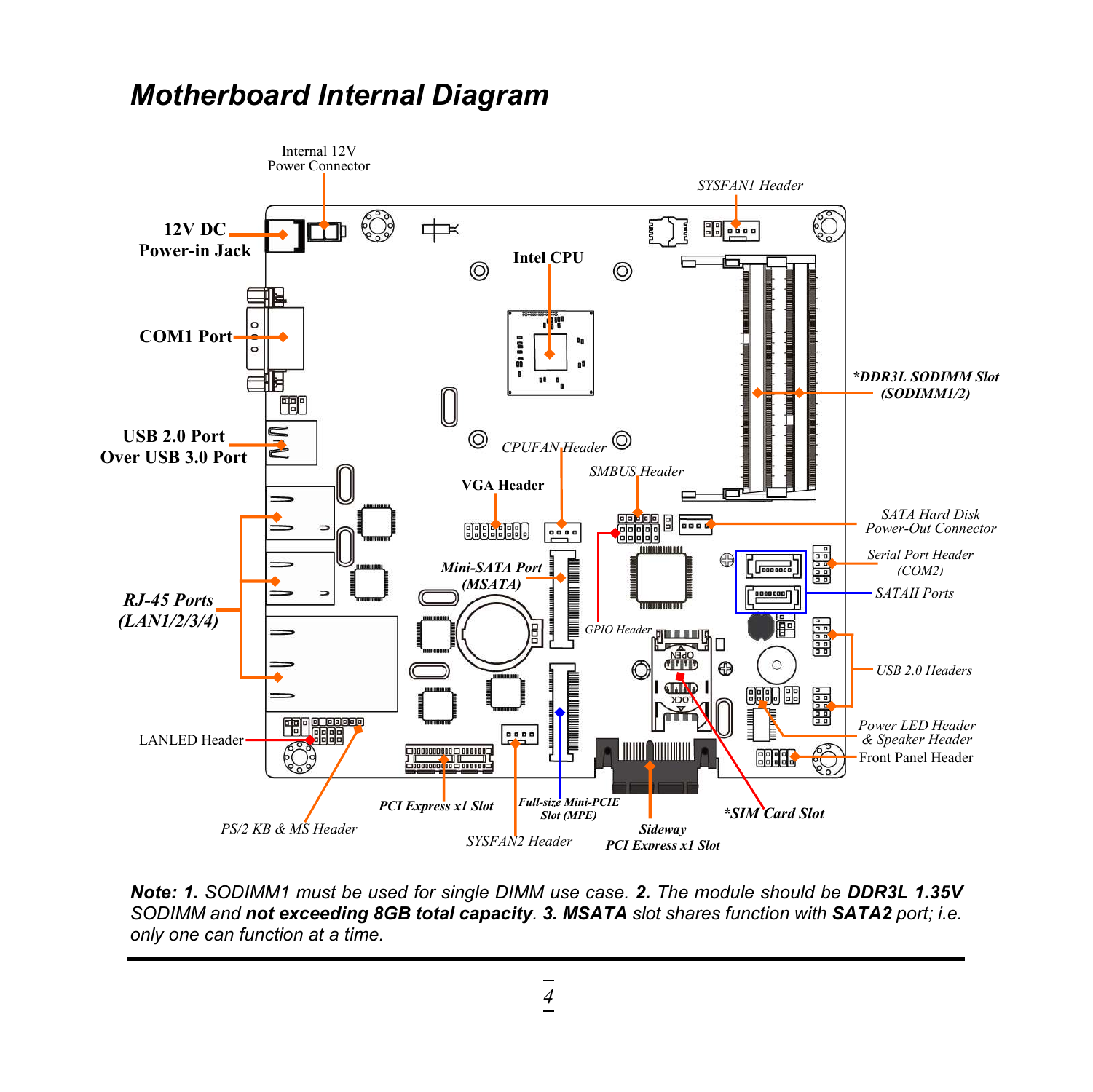# Motherboard Internal Diagram

Internal 12V Power Connector

SYSFAN1 Header

12V DC Power-in Jack

Intel CPU

COM1 Port

*DDR3L SODIMM Slot (SODIMM1/2)

USB 2.0 Port Over USB 3.0 Port

CPUFAN Header

SMBUS Header

VGA Header

SATA Hard Disk Power-Out Connector

Serial Port Header (COM2)

Mini-SATA Port (MSATA)

SATAII Ports

RJ-45 Ports (LAN1/2/3/4)

GPIO Header

USB 2.0 Headers

Power LED Header & Speaker Header

LANLED Header

Front Panel Header

PCI Express x1 Slot

Full-size Mini-PCIE Slot (MPE)

*SIM Card Slot

PS/2 KB & MS Header

Sideway PCI Express x1 Slot

SYSFAN2 Header

***Note: 1.*** *SODIMM1 must be used for single DIMM use case.* ***2.*** *The module should be* ***DDR3L 1.35V*** *SODIMM and* ***not exceeding 8GB total capacity****.* ***3. MSATA*** *slot shares function with* ***SATA2*** *port; i.e. only one can function at a time.*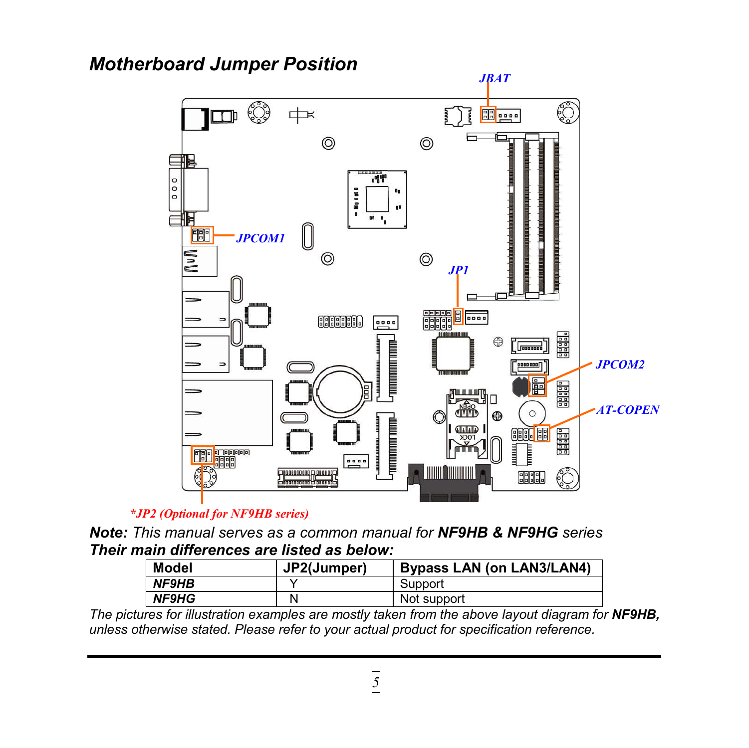## *Motherboard Jumper Position*

JBAT

JPCOM1

JP1

JPCOM2

AT-COPEN

**JP2 (Optional for NF9HB series)*

***Note:*** *This manual serves as a common manual for* ***NF9HB & NF9HG*** *series*
***Their main differences are listed as below:***

| **Model** | **JP2(Jumper)** | **Bypass LAN (on LAN3/LAN4)** |
|---|---|---|
| ***NF9HB*** | Y | Support |
| ***NF9HG*** | N | Not support |

*The pictures for illustration examples are mostly taken from the above layout diagram for* ***NF9HB,*** *unless otherwise stated. Please refer to your actual product for specification reference.*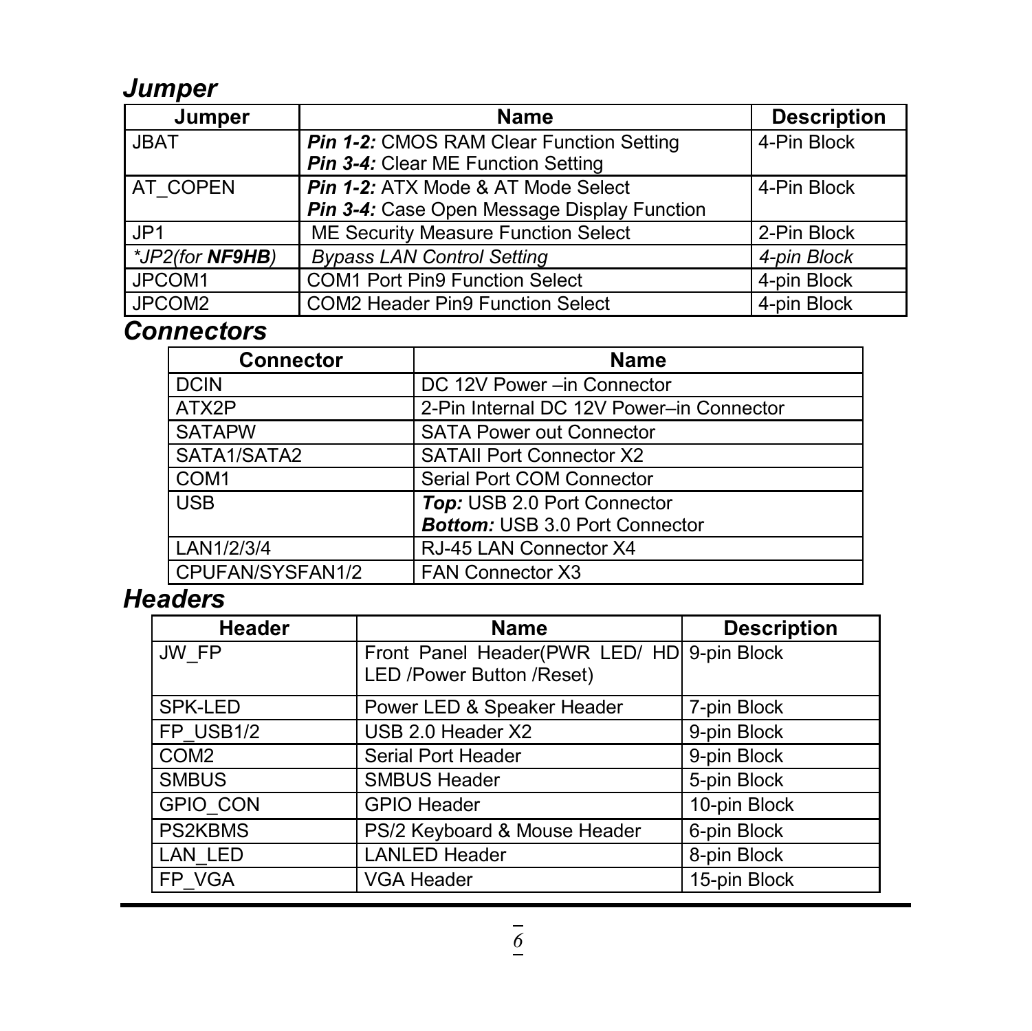## *Jumper*

| Jumper | Name | Description |
|---|---|---|
| JBAT | ***Pin 1-2:*** CMOS RAM Clear Function Setting<br>***Pin 3-4:*** Clear ME Function Setting | 4-Pin Block |
| AT_COPEN | ***Pin 1-2:*** ATX Mode & AT Mode Select<br>***Pin 3-4:*** Case Open Message Display Function | 4-Pin Block |
| JP1 | ME Security Measure Function Select | 2-Pin Block |
| **JP2(for ***NF9HB***)* | *Bypass LAN Control Setting* | *4-pin Block* |
| JPCOM1 | COM1 Port Pin9 Function Select | 4-pin Block |
| JPCOM2 | COM2 Header Pin9 Function Select | 4-pin Block |

## *Connectors*

| Connector | Name |
|---|---|
| DCIN | DC 12V Power –in Connector |
| ATX2P | 2-Pin Internal DC 12V Power–in Connector |
| SATAPW | SATA Power out Connector |
| SATA1/SATA2 | SATAII Port Connector X2 |
| COM1 | Serial Port COM Connector |
| USB | ***Top:*** USB 2.0 Port Connector<br>***Bottom:*** USB 3.0 Port Connector |
| LAN1/2/3/4 | RJ-45 LAN Connector X4 |
| CPUFAN/SYSFAN1/2 | FAN Connector X3 |

## *Headers*

| Header | Name | Description |
|---|---|---|
| JW_FP | Front Panel Header(PWR LED/ HD LED /Power Button /Reset) | 9-pin Block |
| SPK-LED | Power LED & Speaker Header | 7-pin Block |
| FP_USB1/2 | USB 2.0 Header X2 | 9-pin Block |
| COM2 | Serial Port Header | 9-pin Block |
| SMBUS | SMBUS Header | 5-pin Block |
| GPIO_CON | GPIO Header | 10-pin Block |
| PS2KBMS | PS/2 Keyboard & Mouse Header | 6-pin Block |
| LAN_LED | LANLED Header | 8-pin Block |
| FP_VGA | VGA Header | 15-pin Block |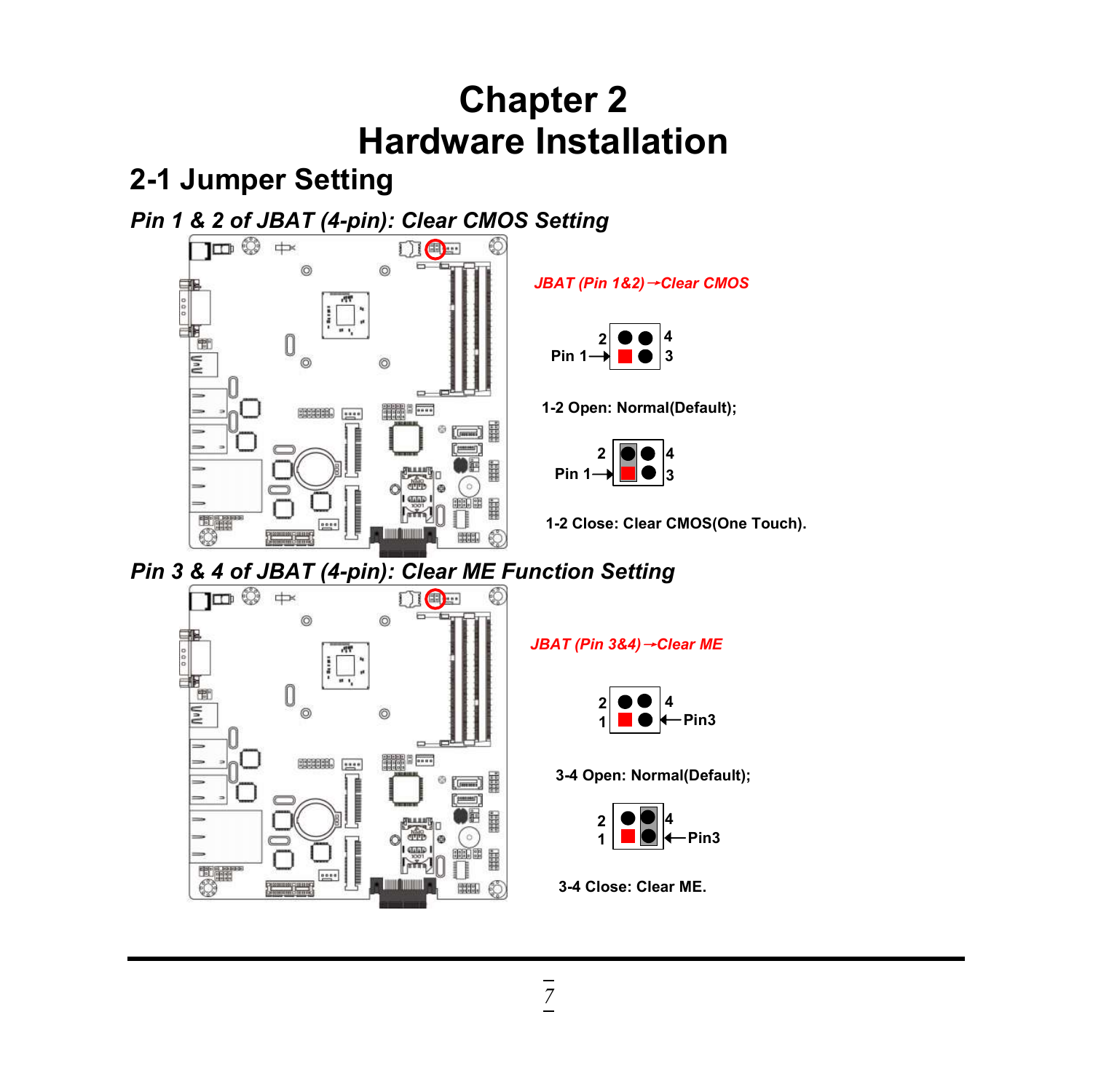# Chapter 2
# Hardware Installation

## 2-1 Jumper Setting

### *Pin 1 & 2 of JBAT (4-pin): Clear CMOS Setting*

*JBAT (Pin 1&2)→Clear CMOS*

**1-2 Open: Normal(Default);**

**1-2 Close: Clear CMOS(One Touch).**

### *Pin 3 & 4 of JBAT (4-pin): Clear ME Function Setting*

*JBAT (Pin 3&4)→Clear ME*

**3-4 Open: Normal(Default);**

**3-4 Close: Clear ME.**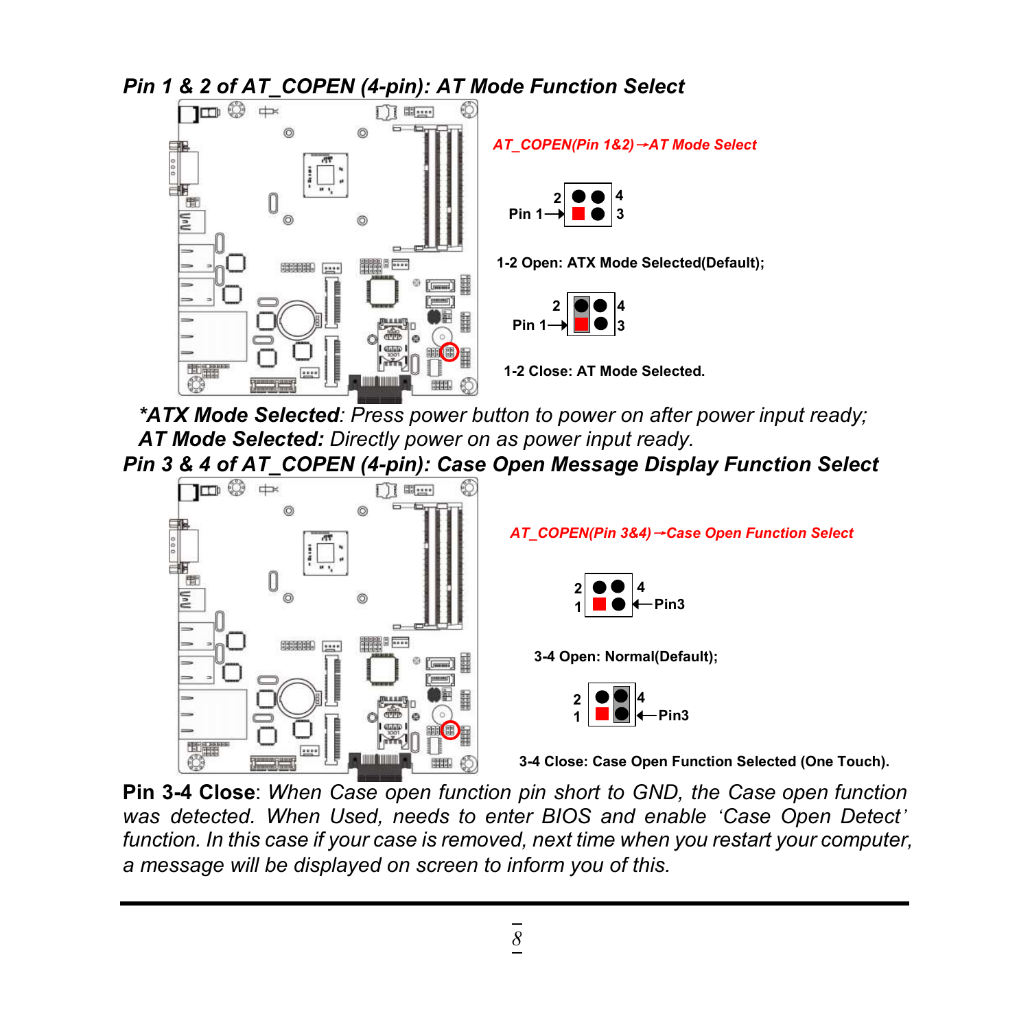### *Pin 1 & 2 of AT_COPEN (4-pin): AT Mode Function Select*

*AT_COPEN(Pin 1&2)→AT Mode Select*

**1-2 Open: ATX Mode Selected(Default);**

**1-2 Close: AT Mode Selected.**

***ATX Mode Selected**: Press power button to power on after power input ready;*
***AT Mode Selected:** Directly power on as power input ready.*

### *Pin 3 & 4 of AT_COPEN (4-pin): Case Open Message Display Function Select*

*AT_COPEN(Pin 3&4)→Case Open Function Select*

**3-4 Open: Normal(Default);**

**3-4 Close: Case Open Function Selected (One Touch).**

**Pin 3-4 Close**: *When Case open function pin short to GND, the Case open function was detected. When Used, needs to enter BIOS and enable 'Case Open Detect' function. In this case if your case is removed, next time when you restart your computer, a message will be displayed on screen to inform you of this.*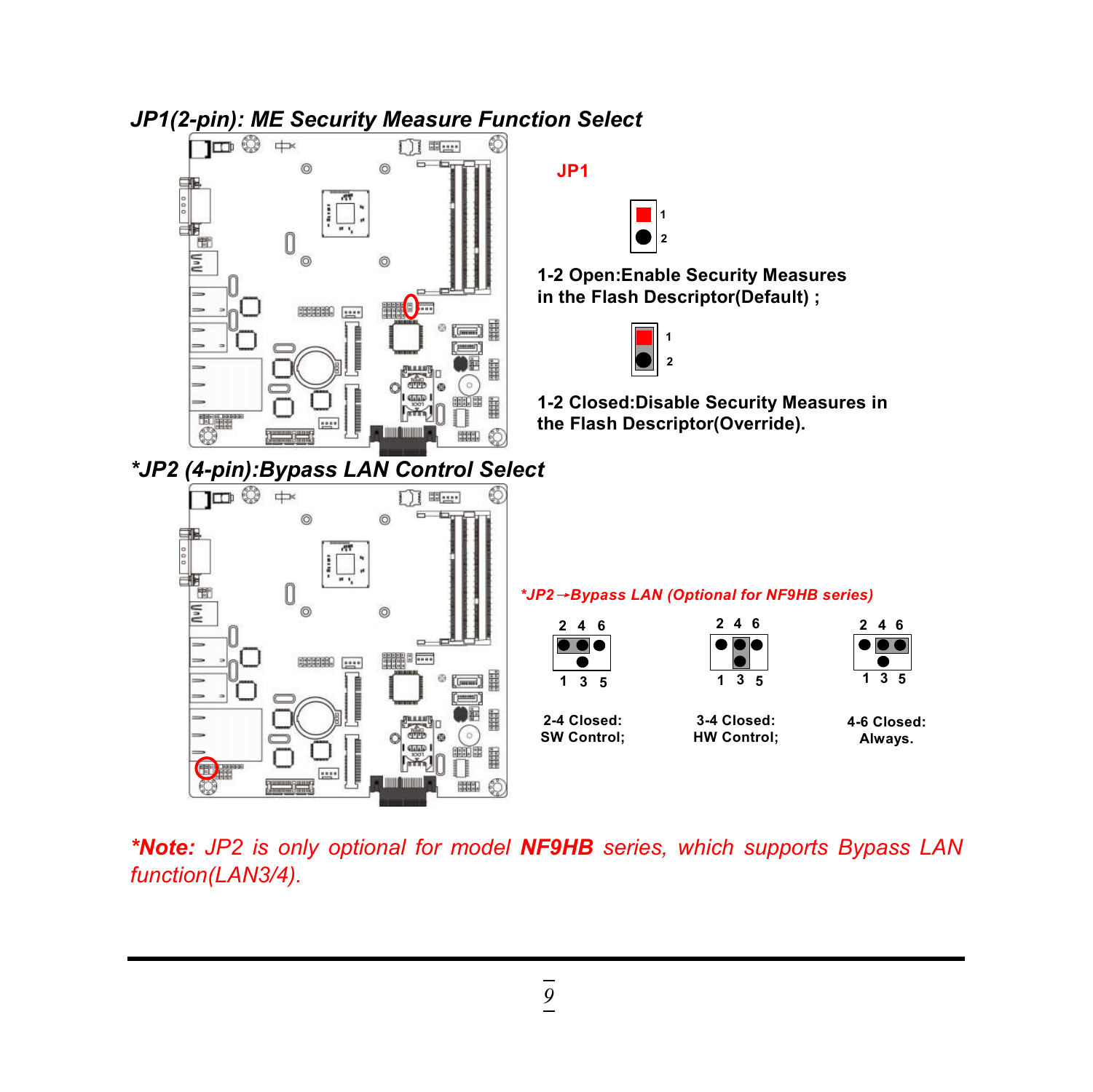### *JP1(2-pin): ME Security Measure Function Select*

**JP1**

**1-2 Open:Enable Security Measures in the Flash Descriptor(Default) ;**

**1-2 Closed:Disable Security Measures in the Flash Descriptor(Override).**

### *\*JP2 (4-pin):Bypass LAN Control Select*

***\*JP2→Bypass LAN (Optional for NF9HB series)***

| 2-4 Closed: | 3-4 Closed: | 4-6 Closed: |
|---|---|---|
| SW Control; | HW Control; | Always. |

***\*Note:** JP2 is only optional for model **NF9HB** series, which supports Bypass LAN function(LAN3/4).*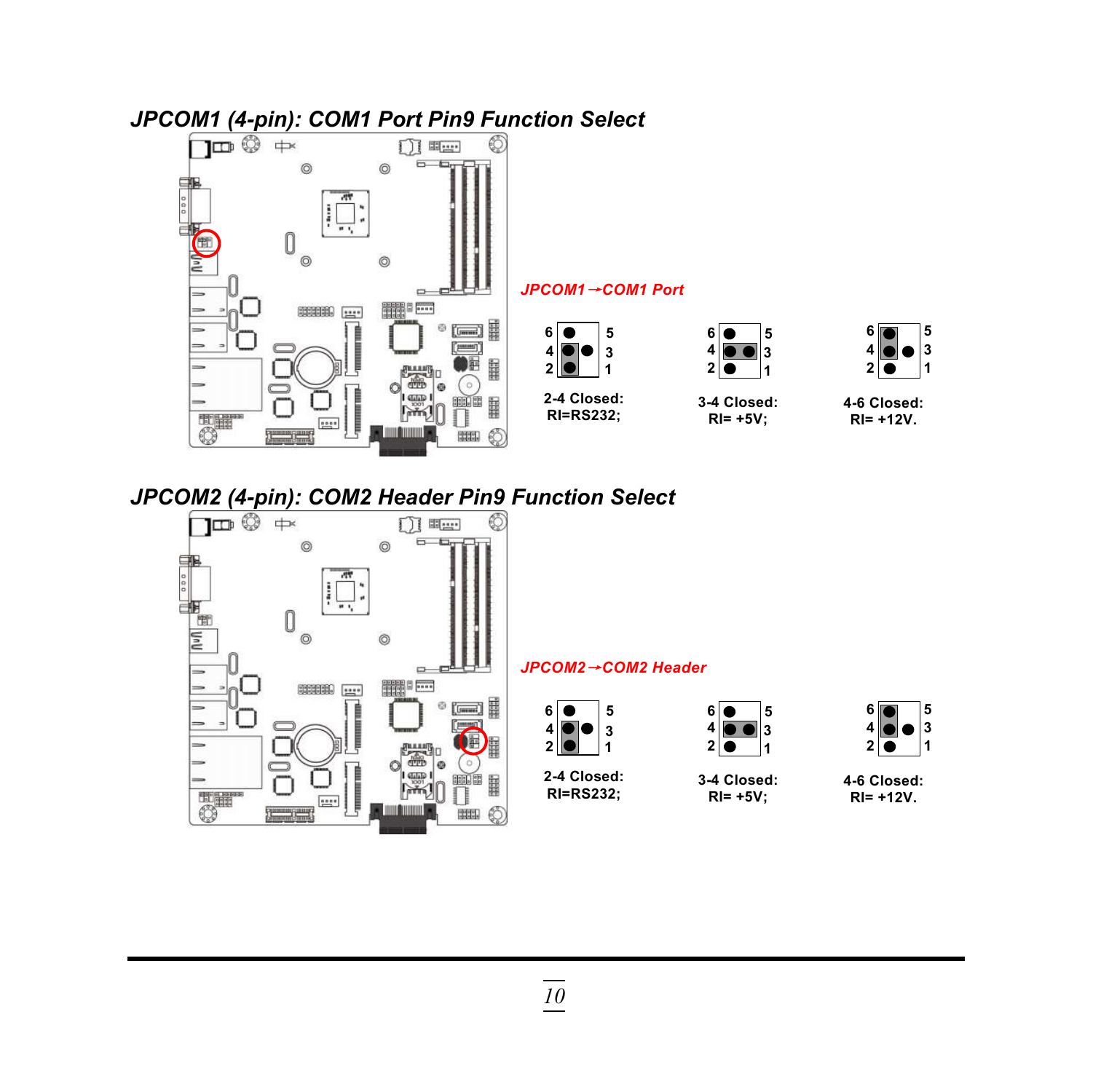## JPCOM1 (4-pin): COM1 Port Pin9 Function Select

JPCOM1→COM1 Port

| 2-4 Closed: | 3-4 Closed: | 4-6 Closed: |
|---|---|---|
| RI=RS232; | RI= +5V; | RI= +12V. |

## JPCOM2 (4-pin): COM2 Header Pin9 Function Select

JPCOM2→COM2 Header

| 2-4 Closed: | 3-4 Closed: | 4-6 Closed: |
|---|---|---|
| RI=RS232; | RI= +5V; | RI= +12V. |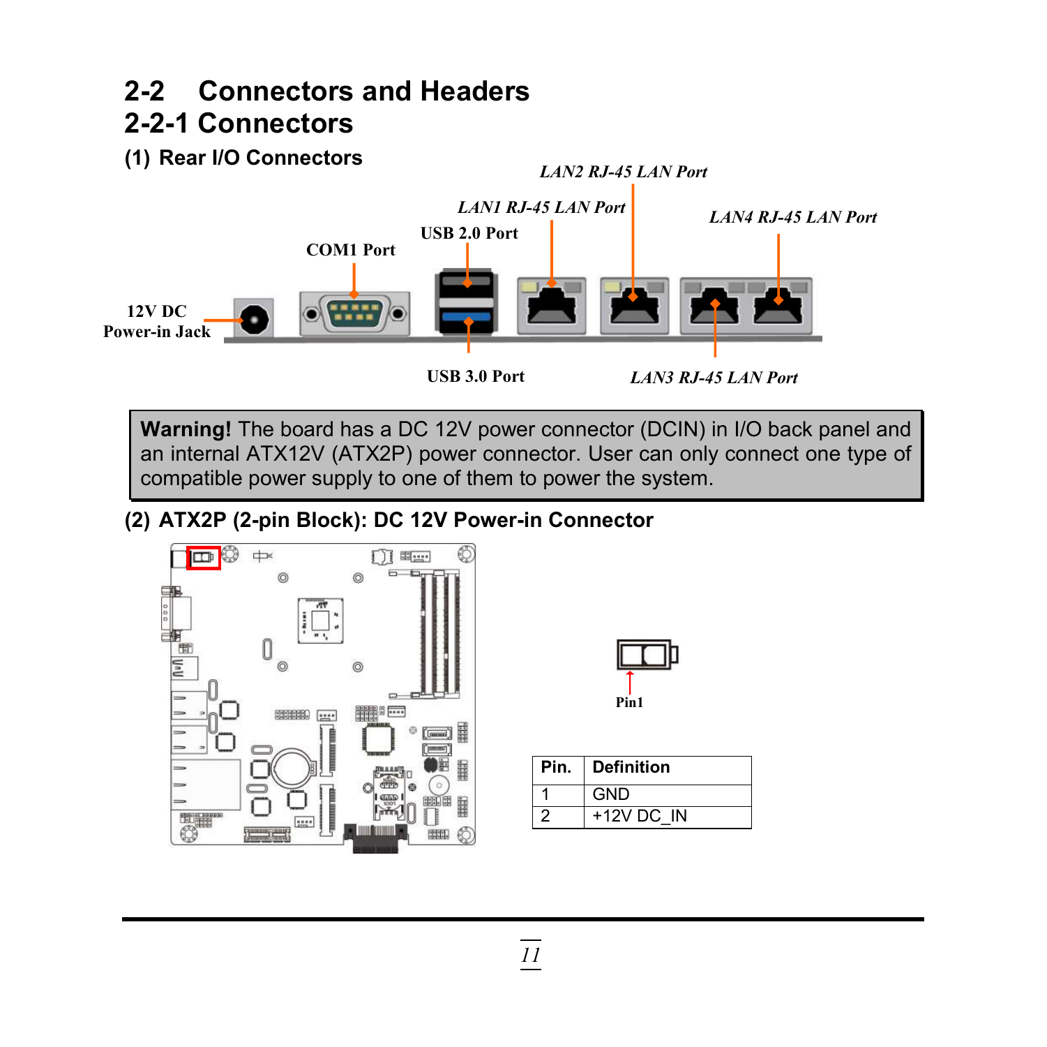# 2-2 Connectors and Headers

## 2-2-1 Connectors

### (1) Rear I/O Connectors

> **Warning!** The board has a DC 12V power connector (DCIN) in I/O back panel and an internal ATX12V (ATX2P) power connector. User can only connect one type of compatible power supply to one of them to power the system.

### (2) ATX2P (2-pin Block): DC 12V Power-in Connector

| Pin. | Definition |
| --- | --- |
| 1 | GND |
| 2 | +12V DC_IN |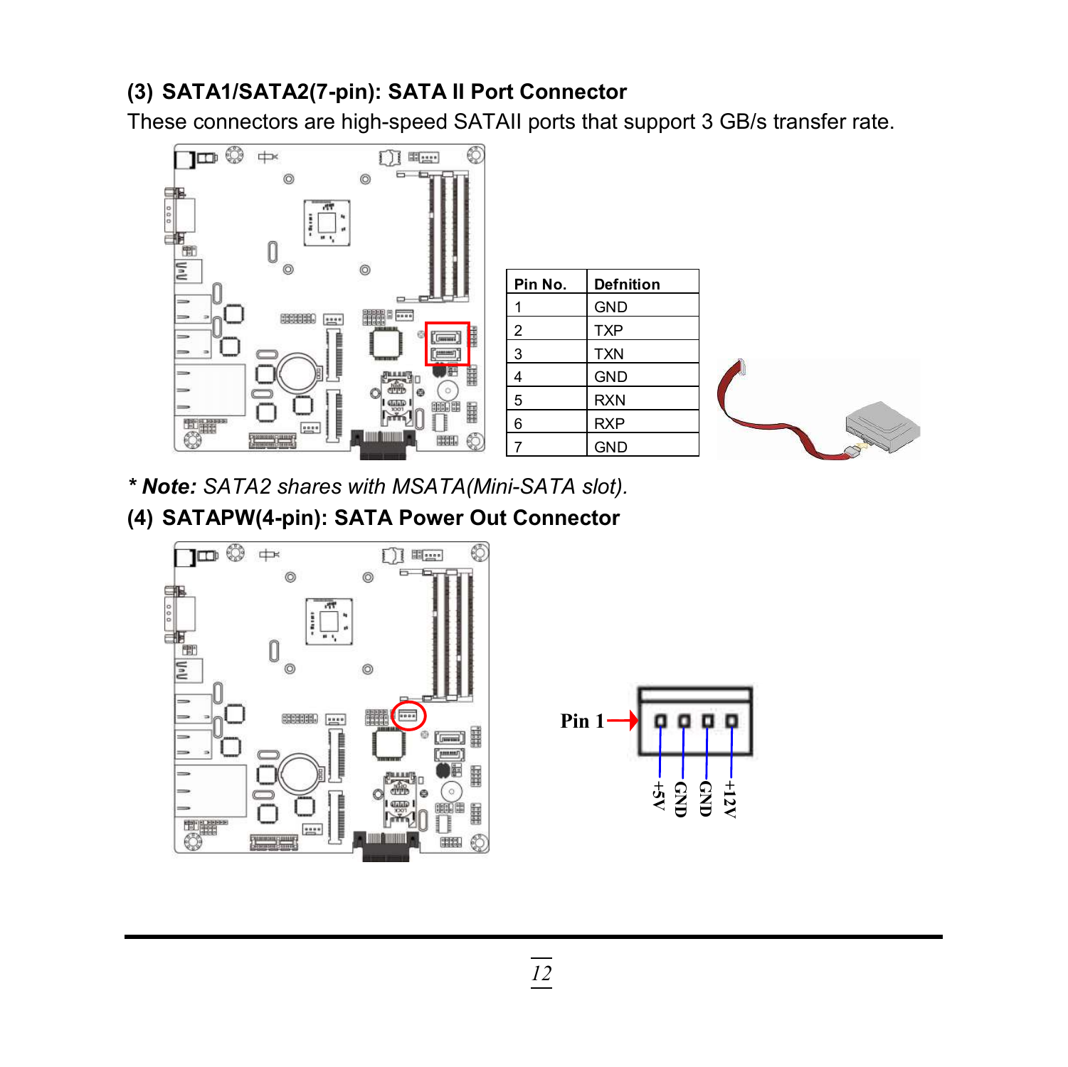### (3) SATA1/SATA2(7-pin): SATA II Port Connector

These connectors are high-speed SATAII ports that support 3 GB/s transfer rate.

| Pin No. | Defnition |
|---|---|
| 1 | GND |
| 2 | TXP |
| 3 | TXN |
| 4 | GND |
| 5 | RXN |
| 6 | RXP |
| 7 | GND |

*** Note:** *SATA2 shares with MSATA(Mini-SATA slot).*

### (4) SATAPW(4-pin): SATA Power Out Connector

Pin 1

+5V GND GND +12V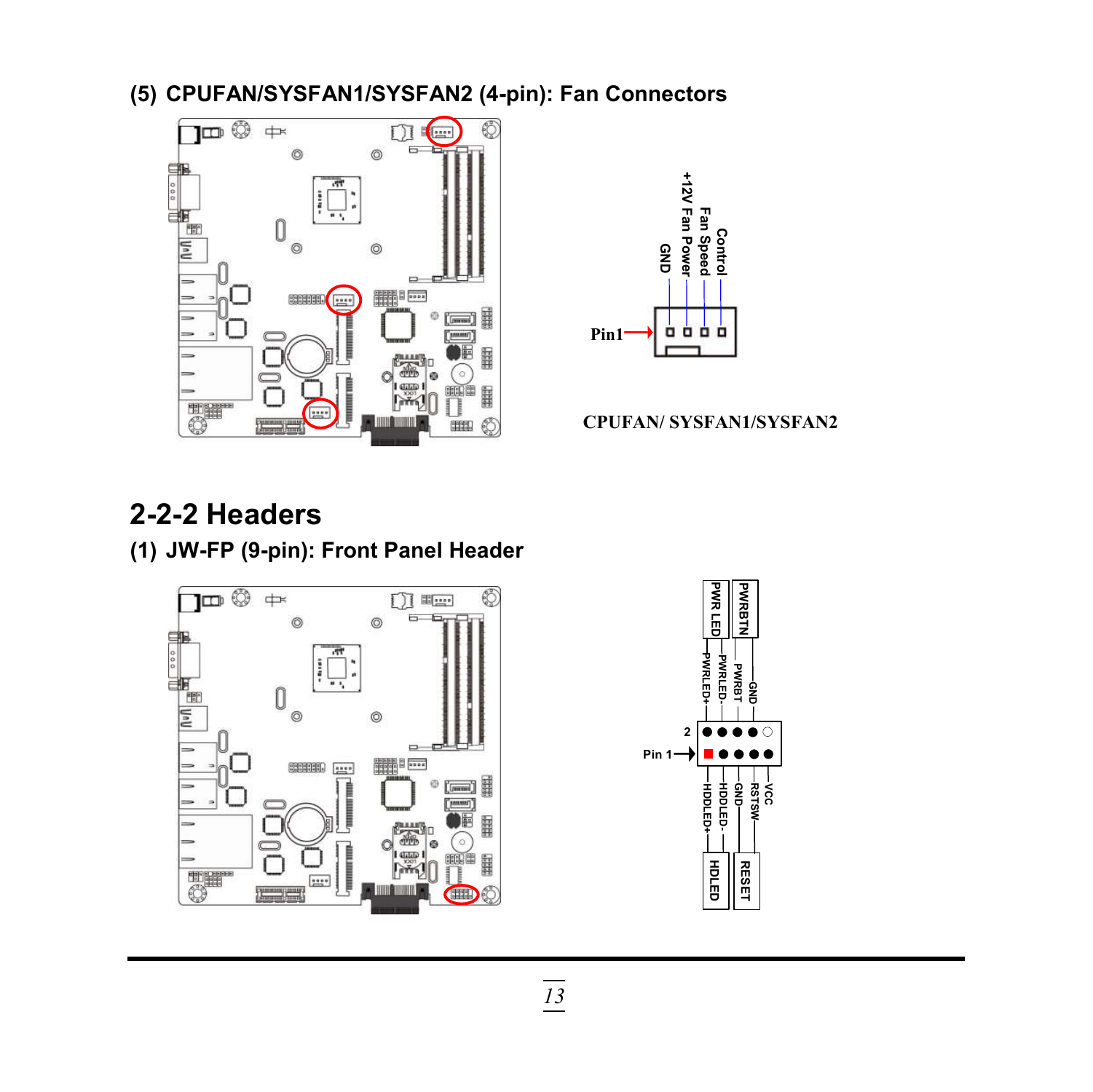### (5) CPUFAN/SYSFAN1/SYSFAN2 (4-pin): Fan Connectors

GND
+12V Fan Power
Fan Speed
Control

Pin1

CPUFAN/ SYSFAN1/SYSFAN2

## 2-2-2 Headers

### (1) JW-FP (9-pin): Front Panel Header

PWR LED
PWRBTN
PWRLED+
PWRLED-
PWRBT
GND

2

Pin 1

HDDLED+
HDDLED-
GND
RSTSW
VCC

HDLED
RESET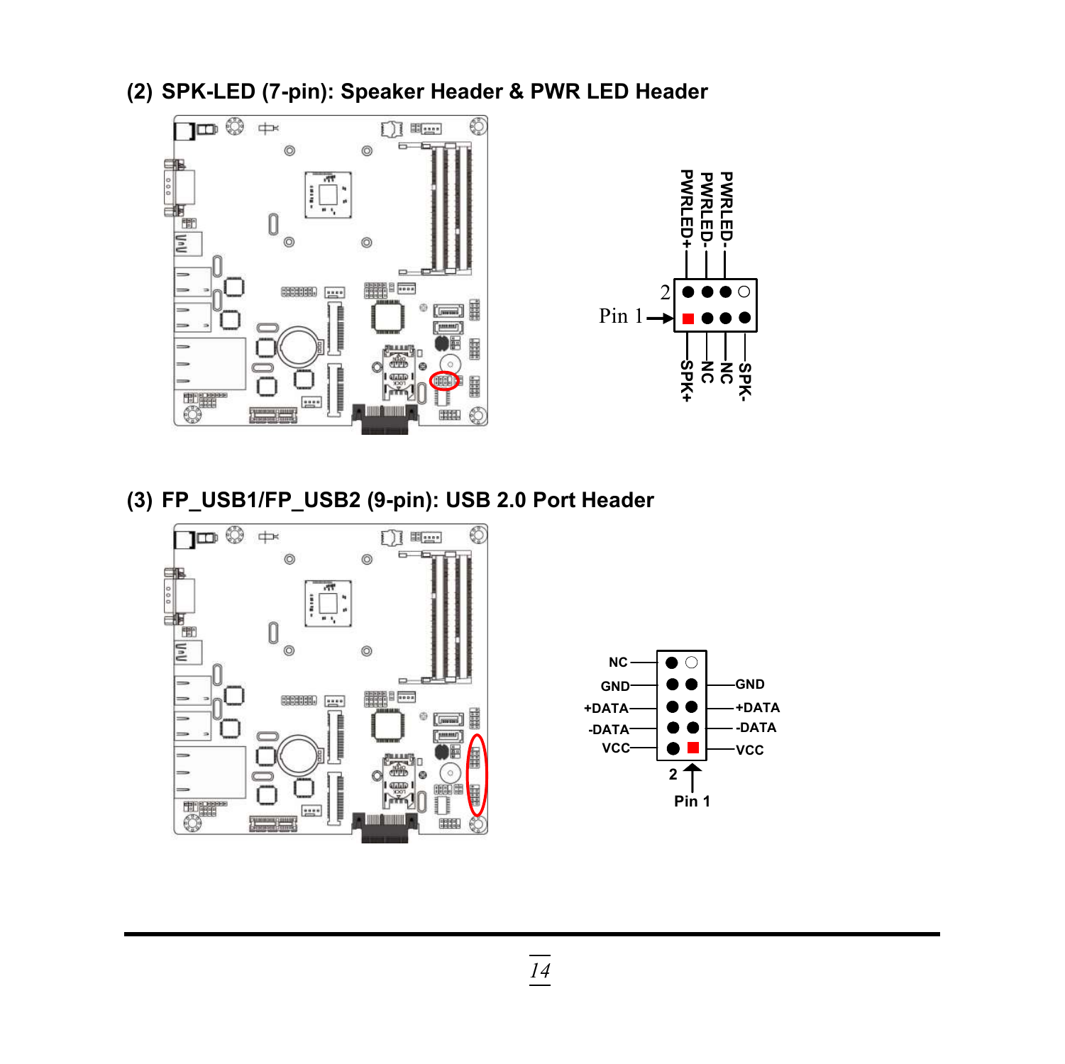### (2) SPK-LED (7-pin): Speaker Header & PWR LED Header

PWRLED+ PWRLED- PWRLED-

2

Pin 1

SPK+ NC NC SPK-

### (3) FP_USB1/FP_USB2 (9-pin): USB 2.0 Port Header

| Pin | Signal | Pin | Signal |
|---|---|---|---|
| | NC | | |
| | GND | | GND |
| | +DATA | | +DATA |
| | -DATA | | -DATA |
| 2 | VCC | 1 | VCC |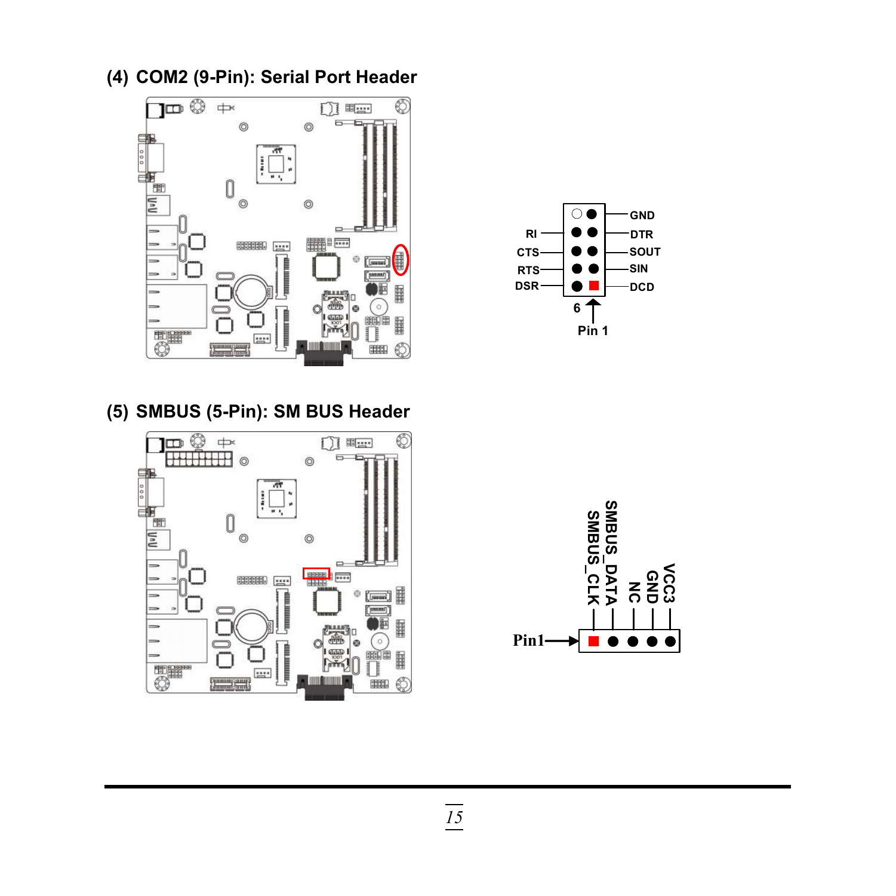## (4) COM2 (9-Pin): Serial Port Header

| Left | Right |
|---|---|
| (no pin) | GND |
| RI | DTR |
| CTS | SOUT |
| RTS | SIN |
| DSR | DCD |

6 ← Pin 1

## (5) SMBUS (5-Pin): SM BUS Header

Pin1 → SMBUS_CLK, SMBUS_DATA, NC, GND, VCC3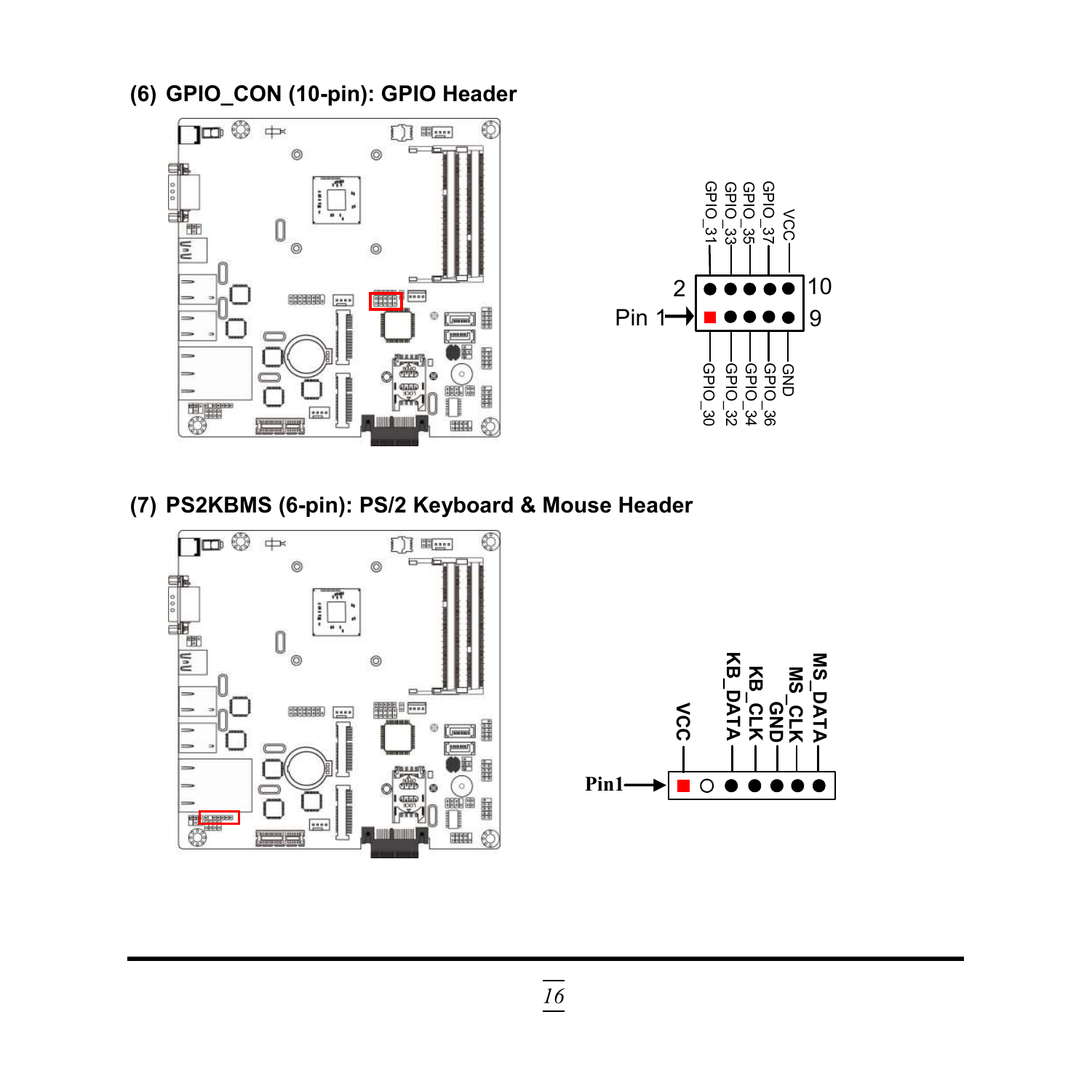## (6) GPIO_CON (10-pin): GPIO Header

Pin 1

| Pin | Signal | Pin | Signal |
|---|---|---|---|
| 1 | GPIO_30 | 2 | GPIO_31 |
| 3 | GPIO_32 | 4 | GPIO_33 |
| 5 | GPIO_34 | 6 | GPIO_35 |
| 7 | GPIO_36 | 8 | GPIO_37 |
| 9 | GND | 10 | VCC |

## (7) PS2KBMS (6-pin): PS/2 Keyboard & Mouse Header

Pin1

| Pin | Signal |
|---|---|
| 1 | VCC |
| 2 | (NC) |
| 3 | KB_DATA |
| 4 | KB_CLK |
| 5 | GND |
| 6 | MS_CLK |
| 7 | MS_DATA |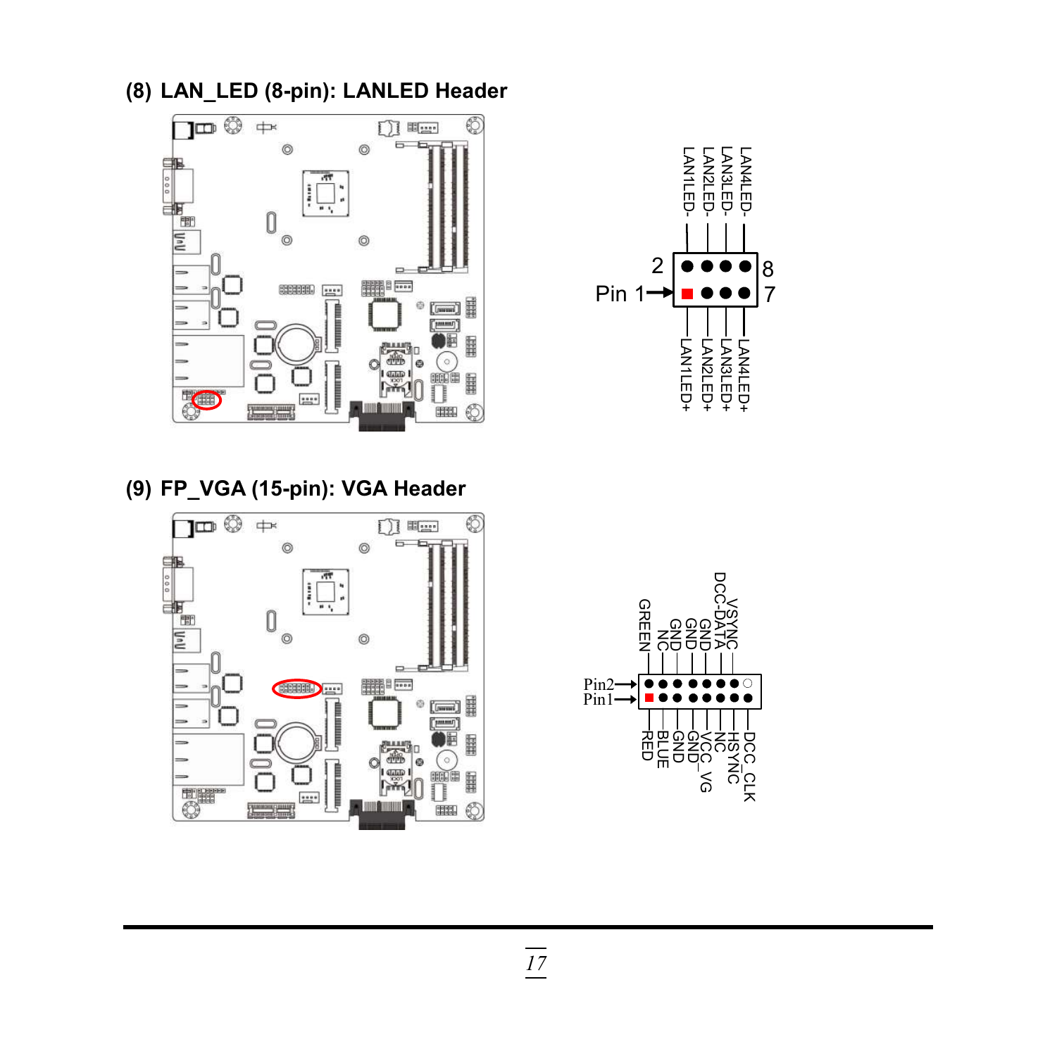### (8) LAN_LED (8-pin): LANLED Header

Pin 1 → LAN1LED+; Pin 2 → LAN1LED-

| Pin 2 | | | Pin 8 |
|---|---|---|---|
| LAN1LED- | LAN2LED- | LAN3LED- | LAN4LED- |
| LAN1LED+ | LAN2LED+ | LAN3LED+ | LAN4LED+ |
| **Pin 1** | | | **Pin 7** |

### (9) FP_VGA (15-pin): VGA Header

| Pin2 row | GREEN | NC | GND | GND | GND | DCC-DATA | VSYNC | |
|---|---|---|---|---|---|---|---|---|
| Pin1 row | RED | BLUE | GND | GND | VCC_VG | NC | HSYNC | DCC_CLK |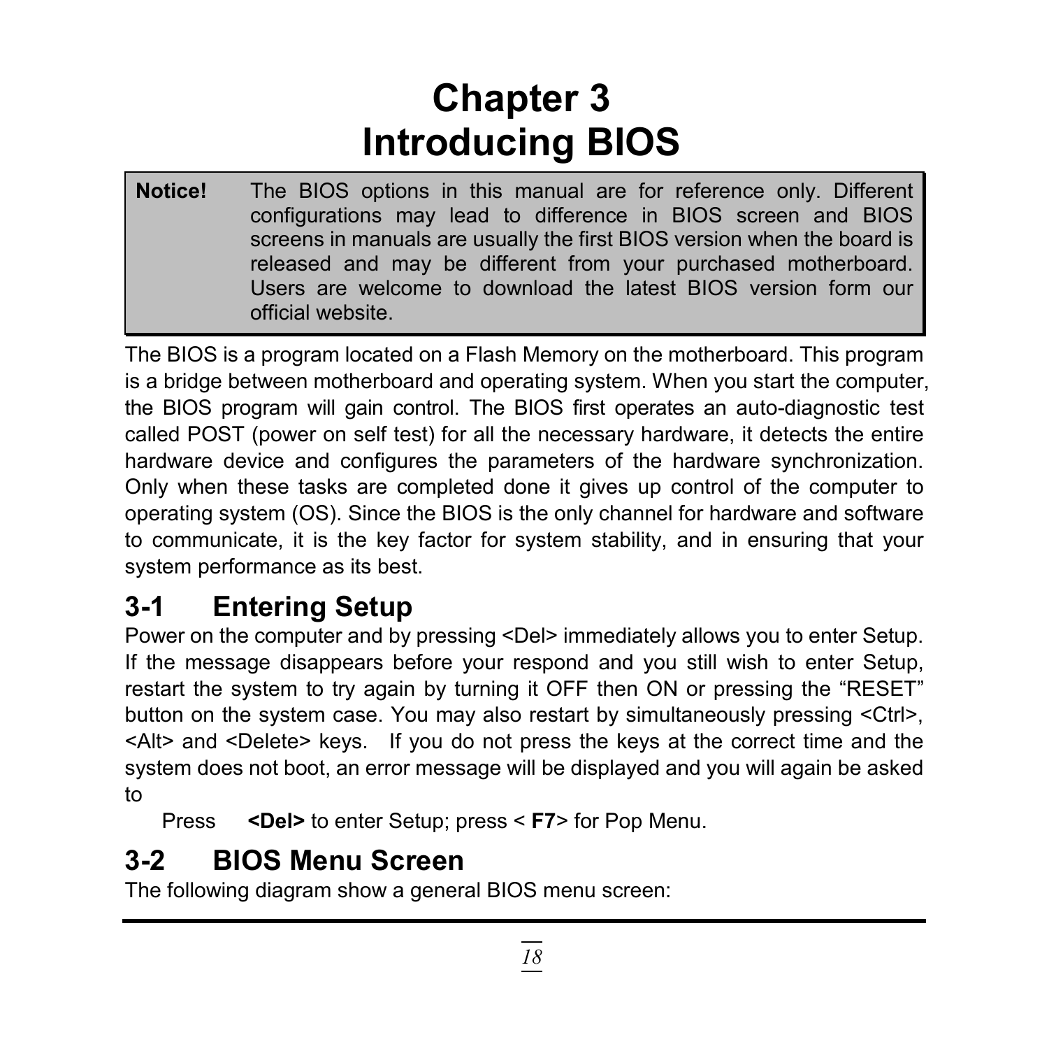# Chapter 3
# Introducing BIOS

> **Notice!** The BIOS options in this manual are for reference only. Different configurations may lead to difference in BIOS screen and BIOS screens in manuals are usually the first BIOS version when the board is released and may be different from your purchased motherboard. Users are welcome to download the latest BIOS version form our official website.

The BIOS is a program located on a Flash Memory on the motherboard. This program is a bridge between motherboard and operating system. When you start the computer, the BIOS program will gain control. The BIOS first operates an auto-diagnostic test called POST (power on self test) for all the necessary hardware, it detects the entire hardware device and configures the parameters of the hardware synchronization. Only when these tasks are completed done it gives up control of the computer to operating system (OS). Since the BIOS is the only channel for hardware and software to communicate, it is the key factor for system stability, and in ensuring that your system performance as its best.

## 3-1 Entering Setup

Power on the computer and by pressing <Del> immediately allows you to enter Setup. If the message disappears before your respond and you still wish to enter Setup, restart the system to try again by turning it OFF then ON or pressing the "RESET" button on the system case. You may also restart by simultaneously pressing <Ctrl>, <Alt> and <Delete> keys. If you do not press the keys at the correct time and the system does not boot, an error message will be displayed and you will again be asked to

Press **<Del>** to enter Setup; press < **F7**> for Pop Menu.

## 3-2 BIOS Menu Screen

The following diagram show a general BIOS menu screen: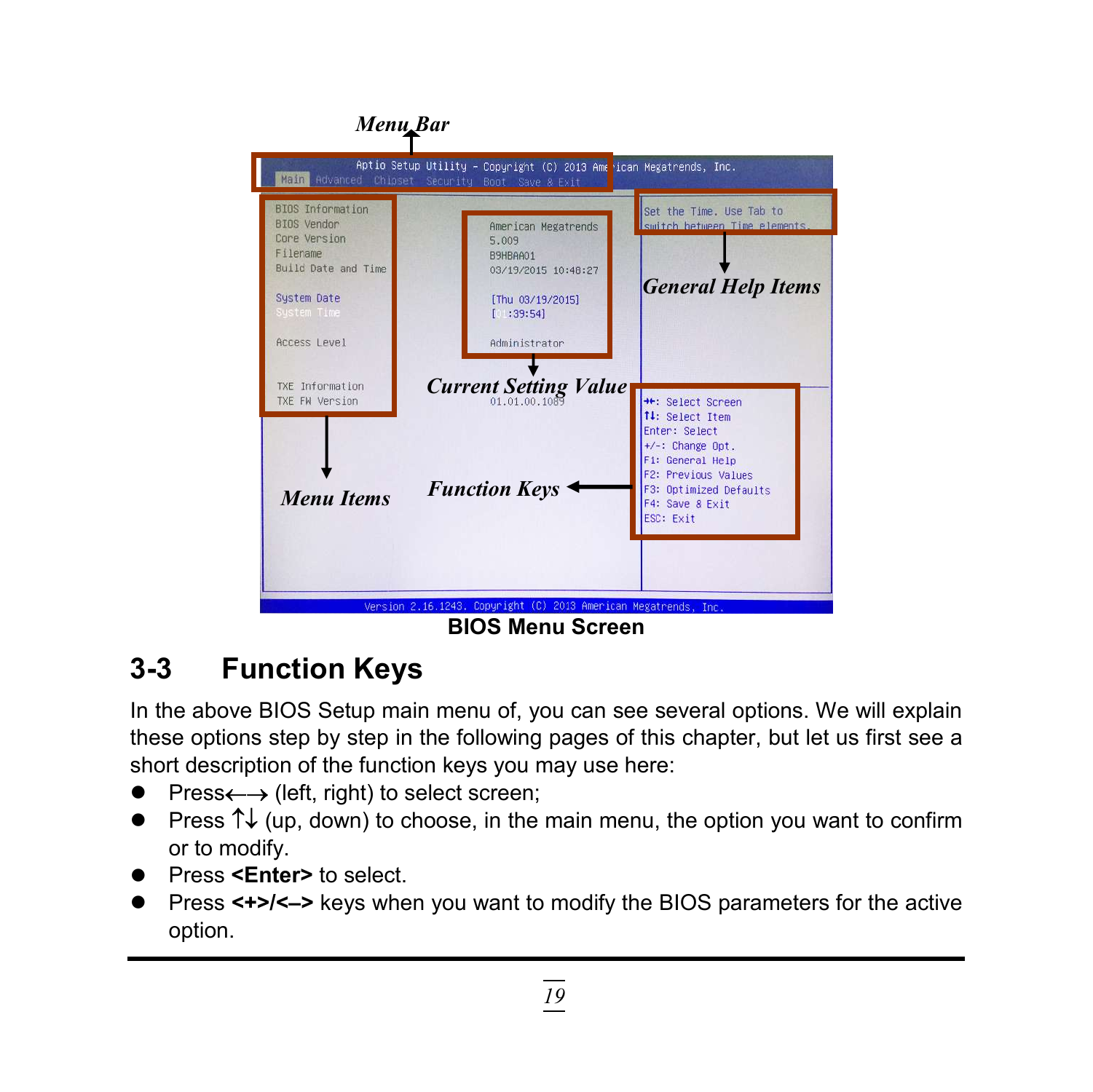BIOS Menu Screen

## 3-3 Function Keys

In the above BIOS Setup main menu of, you can see several options. We will explain these options step by step in the following pages of this chapter, but let us first see a short description of the function keys you may use here:

- Press←→ (left, right) to select screen;
- Press ↑↓ (up, down) to choose, in the main menu, the option you want to confirm or to modify.
- Press **<Enter>** to select.
- Press **<+>/<–>** keys when you want to modify the BIOS parameters for the active option.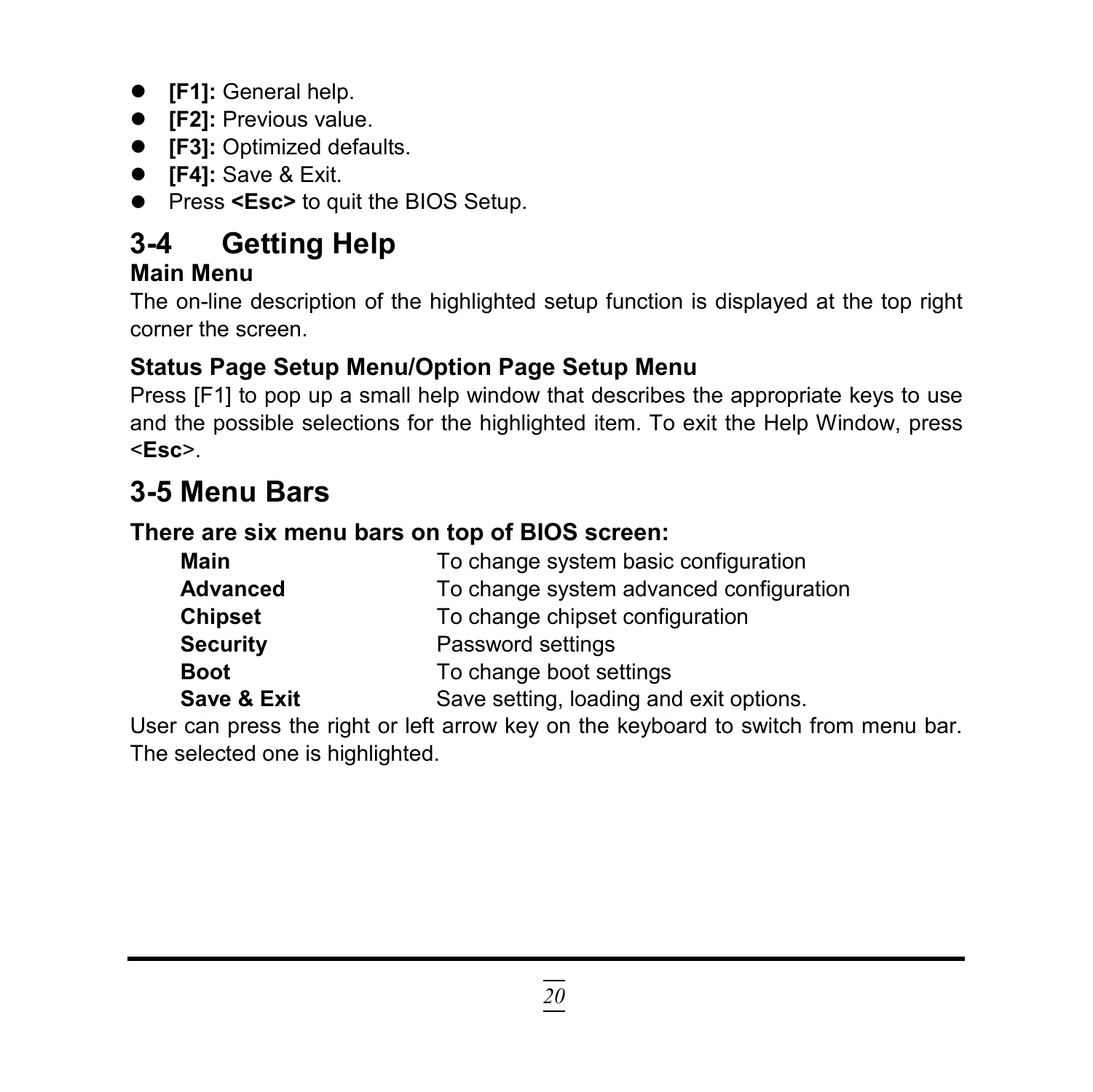- **[F1]:** General help.
- **[F2]:** Previous value.
- **[F3]:** Optimized defaults.
- **[F4]:** Save & Exit.
- Press **<Esc>** to quit the BIOS Setup.

## 3-4 Getting Help

### Main Menu

The on-line description of the highlighted setup function is displayed at the top right corner the screen.

### Status Page Setup Menu/Option Page Setup Menu

Press [F1] to pop up a small help window that describes the appropriate keys to use and the possible selections for the highlighted item. To exit the Help Window, press <**Esc**>.

## 3-5 Menu Bars

**There are six menu bars on top of BIOS screen:**

| | |
|---|---|
| **Main** | To change system basic configuration |
| **Advanced** | To change system advanced configuration |
| **Chipset** | To change chipset configuration |
| **Security** | Password settings |
| **Boot** | To change boot settings |
| **Save & Exit** | Save setting, loading and exit options. |

User can press the right or left arrow key on the keyboard to switch from menu bar. The selected one is highlighted.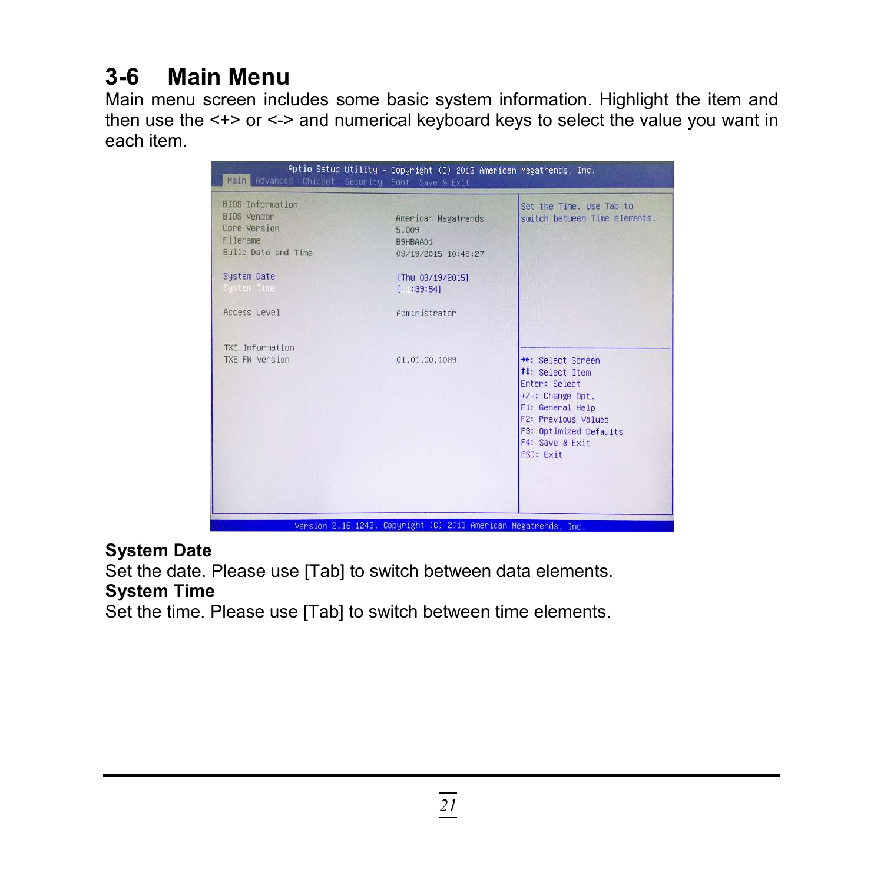## 3-6 Main Menu

Main menu screen includes some basic system information. Highlight the item and then use the <+> or <-> and numerical keyboard keys to select the value you want in each item.

**System Date**

Set the date. Please use [Tab] to switch between data elements.

**System Time**

Set the time. Please use [Tab] to switch between time elements.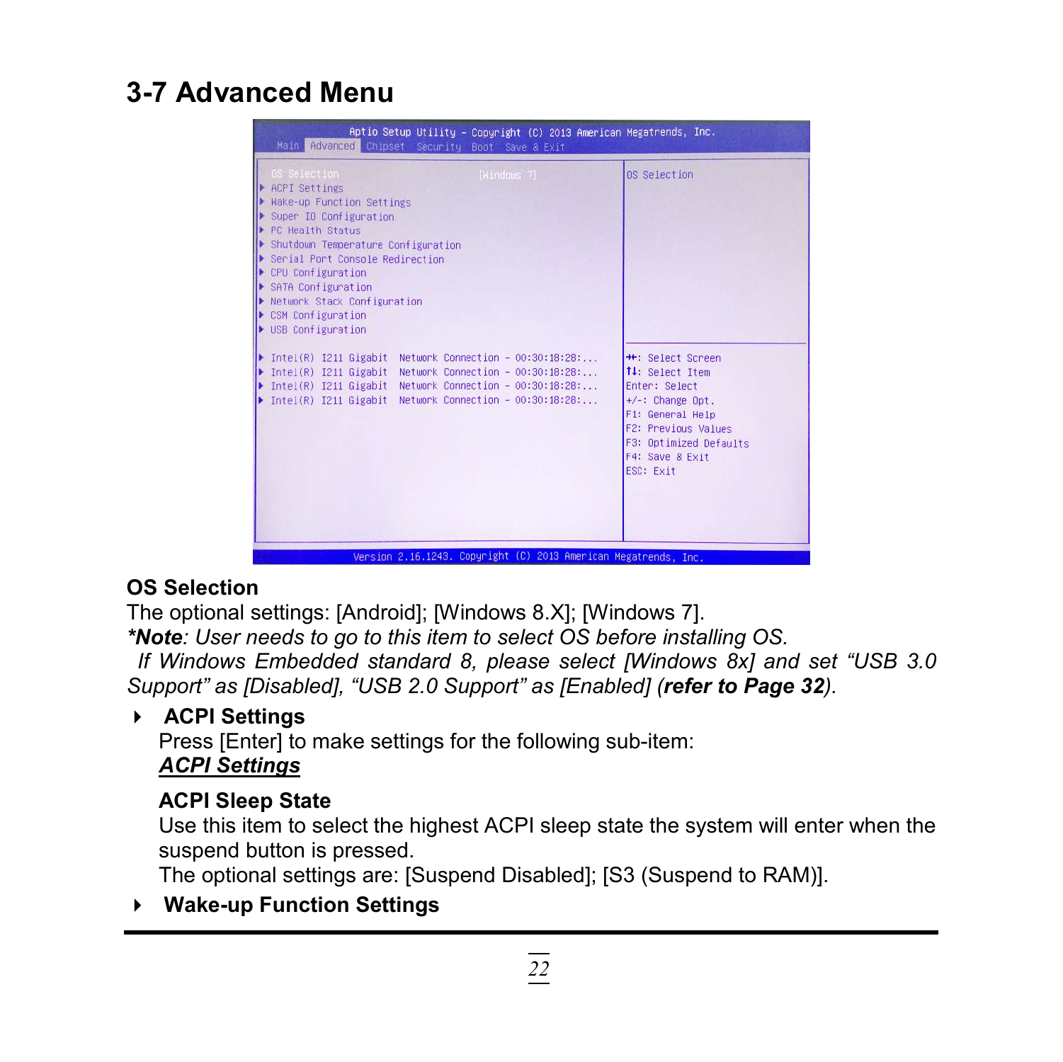# 3-7 Advanced Menu

```
Aptio Setup Utility – Copyright (C) 2013 American Megatrends, Inc.
Main  Advanced  Chipset  Security  Boot  Save & Exit

  OS Selection                          [Windows 7]        OS Selection
► ACPI Settings
► Wake-up Function Settings
► Super IO Configuration
► PC Health Status
► Shutdown Temperature Configuration
► Serial Port Console Redirection
► CPU Configuration
► SATA Configuration
► Network Stack Configuration
► CSM Configuration
► USB Configuration

► Intel(R) I211 Gigabit  Network Connection - 00:30:18:28:...   →←: Select Screen
► Intel(R) I211 Gigabit  Network Connection - 00:30:18:28:...   ↑↓: Select Item
► Intel(R) I211 Gigabit  Network Connection - 00:30:18:28:...   Enter: Select
► Intel(R) I211 Gigabit  Network Connection - 00:30:18:28:...   +/-: Change Opt.
                                                                F1: General Help
                                                                F2: Previous Values
                                                                F3: Optimized Defaults
                                                                F4: Save & Exit
                                                                ESC: Exit

Version 2.16.1243. Copyright (C) 2013 American Megatrends, Inc.
```

**OS Selection**

The optional settings: [Android]; [Windows 8.X]; [Windows 7].

***Note**: User needs to go to this item to select OS before installing OS.*
*If Windows Embedded standard 8, please select [Windows 8x] and set “USB 3.0 Support” as [Disabled], “USB 2.0 Support” as [Enabled] (**refer to Page 32**).*

- **ACPI Settings**

  Press [Enter] to make settings for the following sub-item:

  ***ACPI Settings***

  **ACPI Sleep State**

  Use this item to select the highest ACPI sleep state the system will enter when the suspend button is pressed.

  The optional settings are: [Suspend Disabled]; [S3 (Suspend to RAM)].

- **Wake-up Function Settings**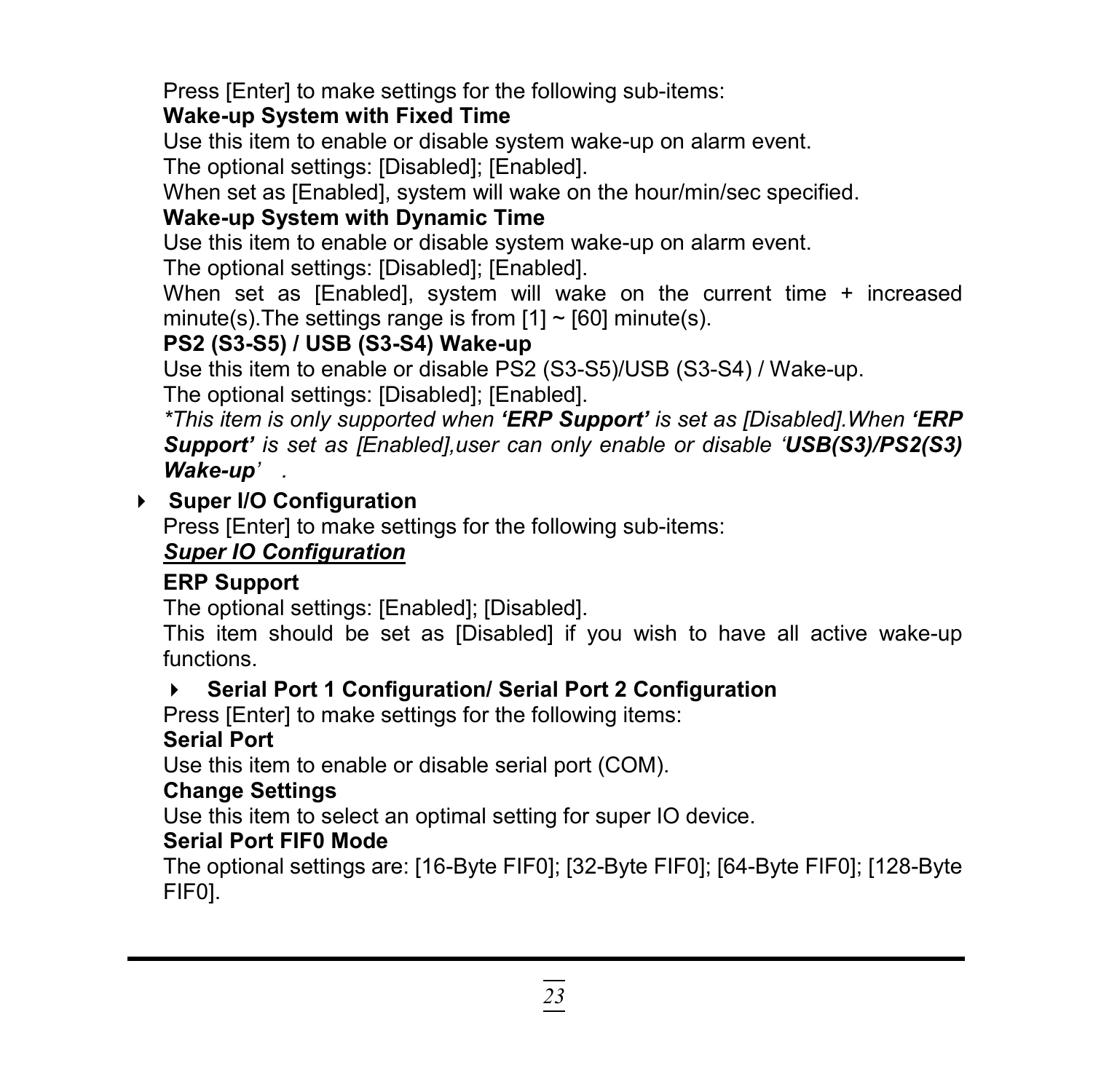Press [Enter] to make settings for the following sub-items:

**Wake-up System with Fixed Time**

Use this item to enable or disable system wake-up on alarm event.

The optional settings: [Disabled]; [Enabled].

When set as [Enabled], system will wake on the hour/min/sec specified.

**Wake-up System with Dynamic Time**

Use this item to enable or disable system wake-up on alarm event.

The optional settings: [Disabled]; [Enabled].

When set as [Enabled], system will wake on the current time + increased minute(s).The settings range is from [1] ~ [60] minute(s).

**PS2 (S3-S5) / USB (S3-S4) Wake-up**

Use this item to enable or disable PS2 (S3-S5)/USB (S3-S4) / Wake-up.

The optional settings: [Disabled]; [Enabled].

*\*This item is only supported when* ***'ERP Support'*** *is set as [Disabled].When* ***'ERP Support'*** *is set as [Enabled],user can only enable or disable '****USB(S3)/PS2(S3) Wake-up****' .*

- **Super I/O Configuration**

Press [Enter] to make settings for the following sub-items:

***Super IO Configuration***

**ERP Support**

The optional settings: [Enabled]; [Disabled].

This item should be set as [Disabled] if you wish to have all active wake-up functions.

- **Serial Port 1 Configuration/ Serial Port 2 Configuration**

Press [Enter] to make settings for the following items:

**Serial Port**

Use this item to enable or disable serial port (COM).

**Change Settings**

Use this item to select an optimal setting for super IO device.

**Serial Port FIF0 Mode**

The optional settings are: [16-Byte FIF0]; [32-Byte FIF0]; [64-Byte FIF0]; [128-Byte FIF0].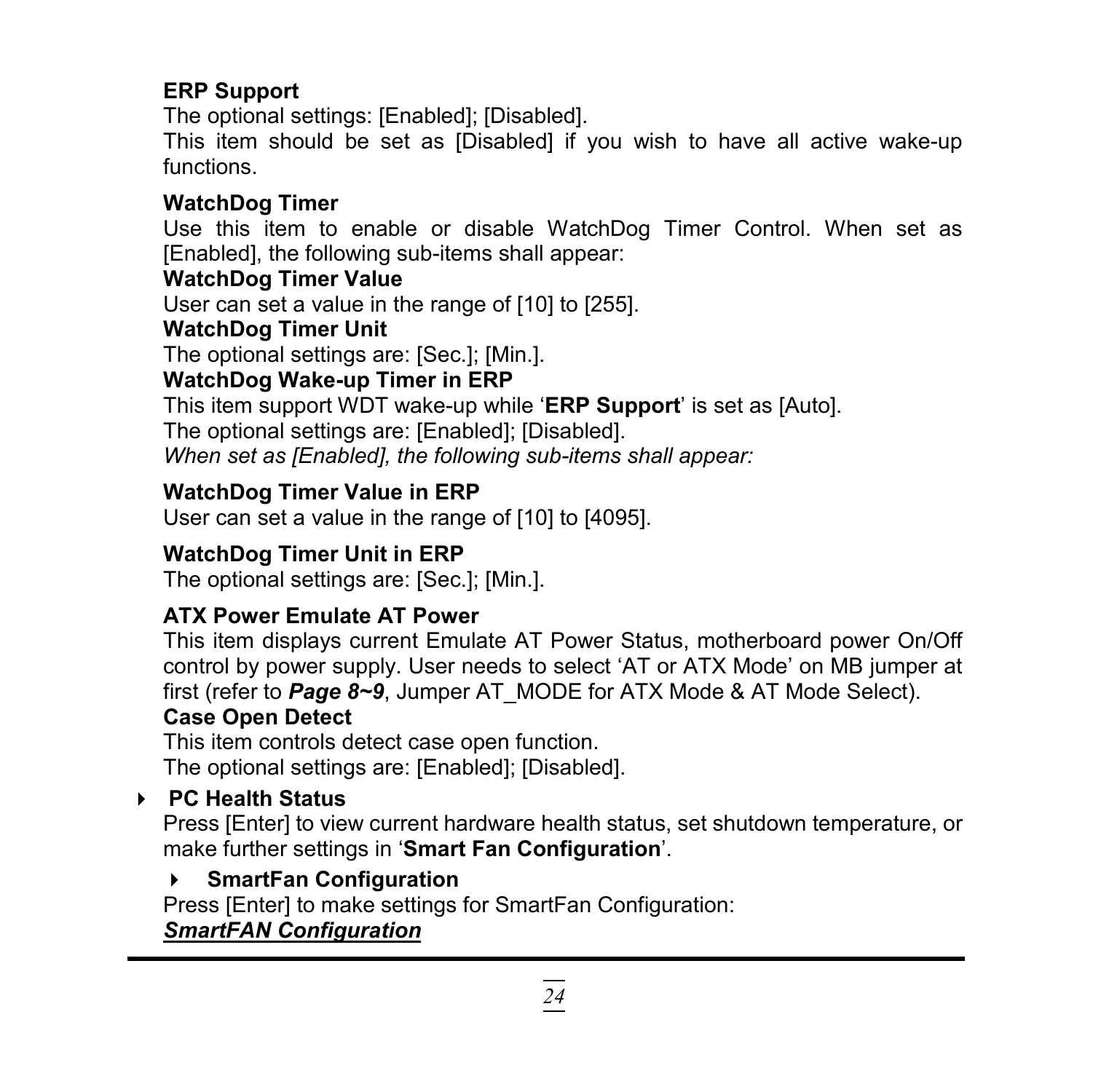**ERP Support**

The optional settings: [Enabled]; [Disabled].

This item should be set as [Disabled] if you wish to have all active wake-up functions.

**WatchDog Timer**

Use this item to enable or disable WatchDog Timer Control. When set as [Enabled], the following sub-items shall appear:

**WatchDog Timer Value**

User can set a value in the range of [10] to [255].

**WatchDog Timer Unit**

The optional settings are: [Sec.]; [Min.].

**WatchDog Wake-up Timer in ERP**

This item support WDT wake-up while '**ERP Support**' is set as [Auto].

The optional settings are: [Enabled]; [Disabled].

*When set as [Enabled], the following sub-items shall appear:*

**WatchDog Timer Value in ERP**

User can set a value in the range of [10] to [4095].

**WatchDog Timer Unit in ERP**

The optional settings are: [Sec.]; [Min.].

**ATX Power Emulate AT Power**

This item displays current Emulate AT Power Status, motherboard power On/Off control by power supply. User needs to select 'AT or ATX Mode' on MB jumper at first (refer to ***Page 8~9***, Jumper AT_MODE for ATX Mode & AT Mode Select).

**Case Open Detect**

This item controls detect case open function.

The optional settings are: [Enabled]; [Disabled].

- **PC Health Status**

Press [Enter] to view current hardware health status, set shutdown temperature, or make further settings in '**Smart Fan Configuration**'.

- **SmartFan Configuration**

Press [Enter] to make settings for SmartFan Configuration:

***<u>SmartFAN Configuration</u>***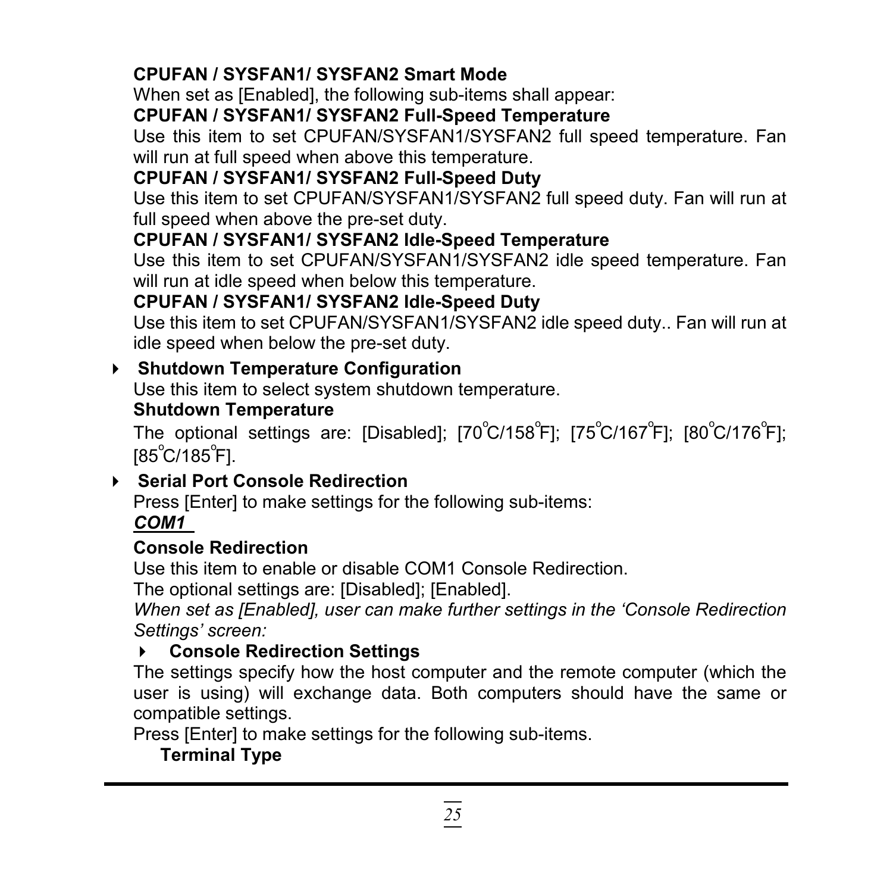**CPUFAN / SYSFAN1/ SYSFAN2 Smart Mode**

When set as [Enabled], the following sub-items shall appear:

**CPUFAN / SYSFAN1/ SYSFAN2 Full-Speed Temperature**

Use this item to set CPUFAN/SYSFAN1/SYSFAN2 full speed temperature. Fan will run at full speed when above this temperature.

**CPUFAN / SYSFAN1/ SYSFAN2 Full-Speed Duty**

Use this item to set CPUFAN/SYSFAN1/SYSFAN2 full speed duty. Fan will run at full speed when above the pre-set duty.

**CPUFAN / SYSFAN1/ SYSFAN2 Idle-Speed Temperature**

Use this item to set CPUFAN/SYSFAN1/SYSFAN2 idle speed temperature. Fan will run at idle speed when below this temperature.

**CPUFAN / SYSFAN1/ SYSFAN2 Idle-Speed Duty**

Use this item to set CPUFAN/SYSFAN1/SYSFAN2 idle speed duty.. Fan will run at idle speed when below the pre-set duty.

- **Shutdown Temperature Configuration**

Use this item to select system shutdown temperature.

**Shutdown Temperature**

The optional settings are: [Disabled]; [70°C/158°F]; [75°C/167°F]; [80°C/176°F]; [85°C/185°F].

- **Serial Port Console Redirection**

Press [Enter] to make settings for the following sub-items:

***COM1***

**Console Redirection**

Use this item to enable or disable COM1 Console Redirection.

The optional settings are: [Disabled]; [Enabled].

*When set as [Enabled], user can make further settings in the 'Console Redirection Settings' screen:*

- **Console Redirection Settings**

The settings specify how the host computer and the remote computer (which the user is using) will exchange data. Both computers should have the same or compatible settings.

Press [Enter] to make settings for the following sub-items.

**Terminal Type**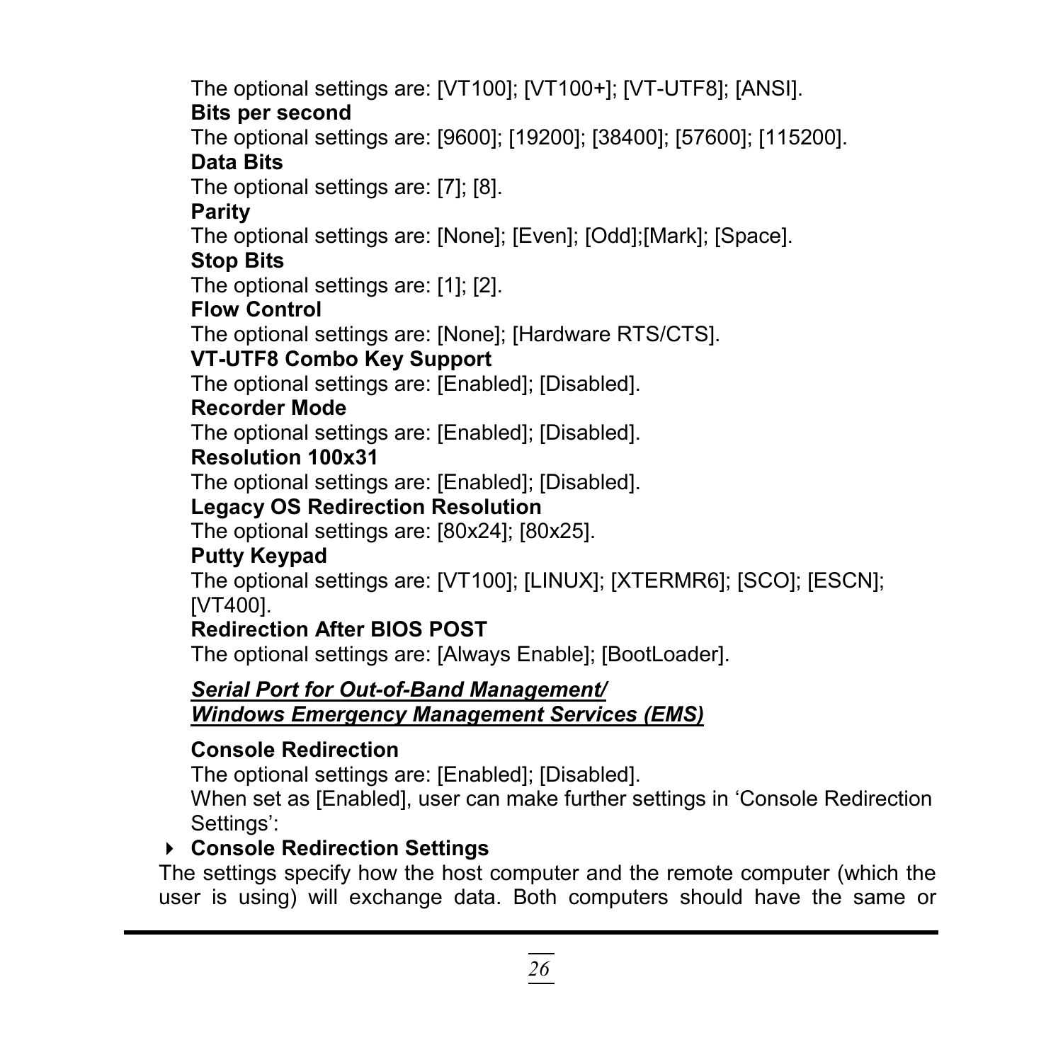The optional settings are: [VT100]; [VT100+]; [VT-UTF8]; [ANSI].

**Bits per second**

The optional settings are: [9600]; [19200]; [38400]; [57600]; [115200].

**Data Bits**

The optional settings are: [7]; [8].

**Parity**

The optional settings are: [None]; [Even]; [Odd];[Mark]; [Space].

**Stop Bits**

The optional settings are: [1]; [2].

**Flow Control**

The optional settings are: [None]; [Hardware RTS/CTS].

**VT-UTF8 Combo Key Support**

The optional settings are: [Enabled]; [Disabled].

**Recorder Mode**

The optional settings are: [Enabled]; [Disabled].

**Resolution 100x31**

The optional settings are: [Enabled]; [Disabled].

**Legacy OS Redirection Resolution**

The optional settings are: [80x24]; [80x25].

**Putty Keypad**

The optional settings are: [VT100]; [LINUX]; [XTERMR6]; [SCO]; [ESCN]; [VT400].

**Redirection After BIOS POST**

The optional settings are: [Always Enable]; [BootLoader].

***Serial Port for Out-of-Band Management/***
***Windows Emergency Management Services (EMS)***

**Console Redirection**

The optional settings are: [Enabled]; [Disabled].
When set as [Enabled], user can make further settings in 'Console Redirection Settings':

- **Console Redirection Settings**

The settings specify how the host computer and the remote computer (which the user is using) will exchange data. Both computers should have the same or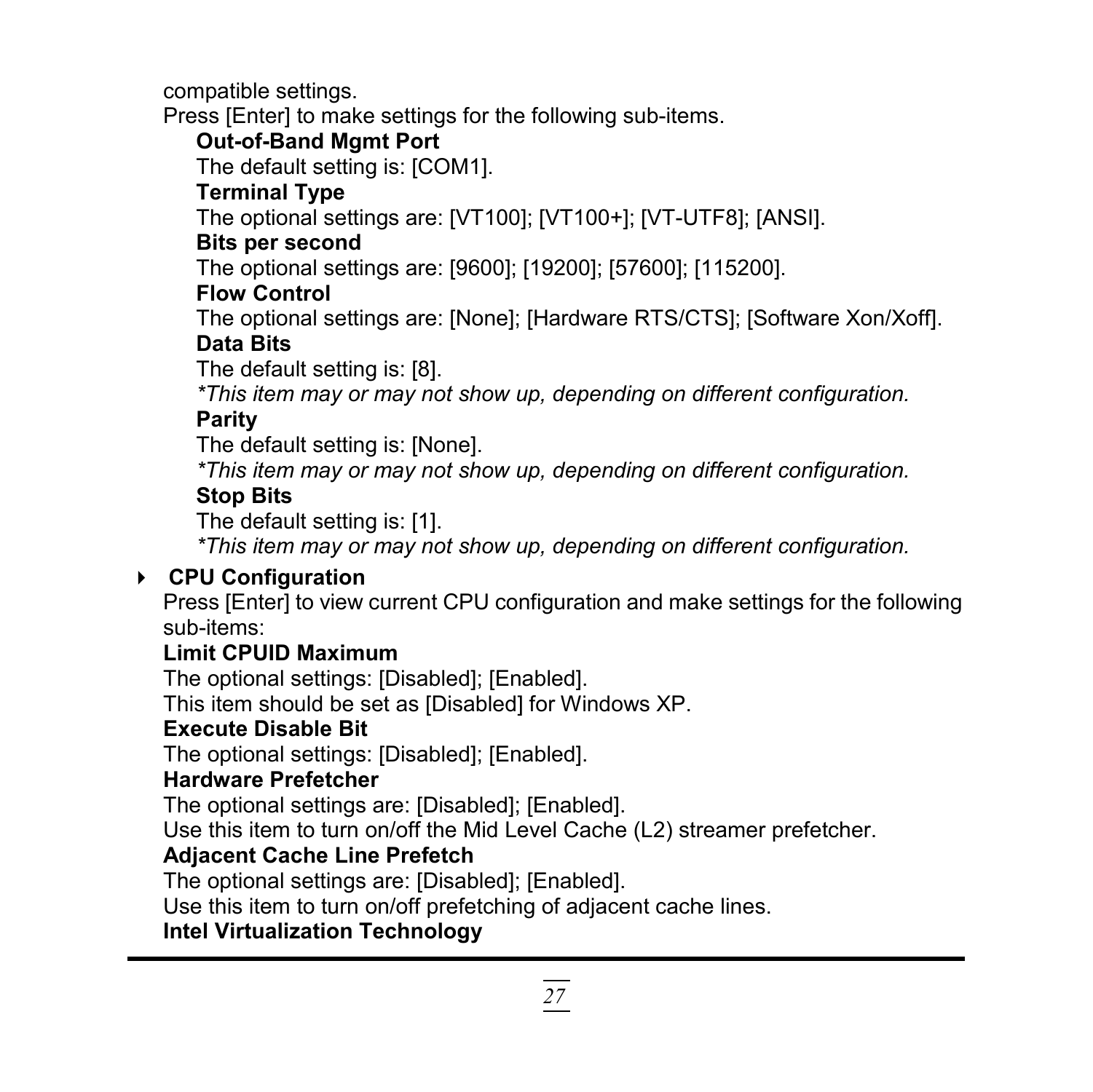compatible settings.

Press [Enter] to make settings for the following sub-items.

**Out-of-Band Mgmt Port**

The default setting is: [COM1].

**Terminal Type**

The optional settings are: [VT100]; [VT100+]; [VT-UTF8]; [ANSI].

**Bits per second**

The optional settings are: [9600]; [19200]; [57600]; [115200].

**Flow Control**

The optional settings are: [None]; [Hardware RTS/CTS]; [Software Xon/Xoff].

**Data Bits**

The default setting is: [8].

*\*This item may or may not show up, depending on different configuration.*

**Parity**

The default setting is: [None].

*\*This item may or may not show up, depending on different configuration.*

**Stop Bits**

The default setting is: [1].

*\*This item may or may not show up, depending on different configuration.*

- **CPU Configuration**

Press [Enter] to view current CPU configuration and make settings for the following sub-items:

**Limit CPUID Maximum**

The optional settings: [Disabled]; [Enabled].

This item should be set as [Disabled] for Windows XP.

**Execute Disable Bit**

The optional settings: [Disabled]; [Enabled].

**Hardware Prefetcher**

The optional settings are: [Disabled]; [Enabled].

Use this item to turn on/off the Mid Level Cache (L2) streamer prefetcher.

**Adjacent Cache Line Prefetch**

The optional settings are: [Disabled]; [Enabled].

Use this item to turn on/off prefetching of adjacent cache lines.

**Intel Virtualization Technology**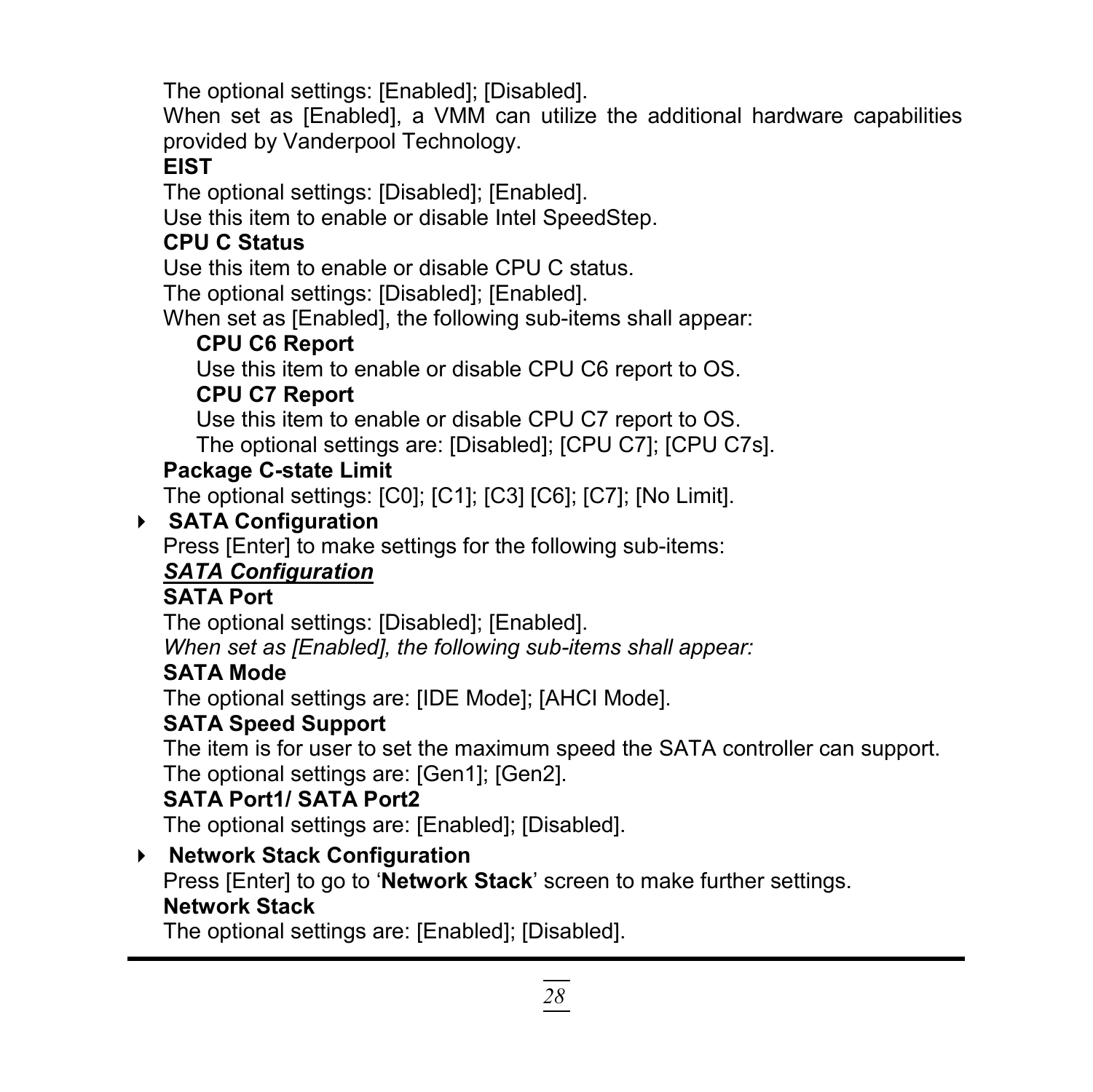The optional settings: [Enabled]; [Disabled].

When set as [Enabled], a VMM can utilize the additional hardware capabilities provided by Vanderpool Technology.

**EIST**

The optional settings: [Disabled]; [Enabled].

Use this item to enable or disable Intel SpeedStep.

**CPU C Status**

Use this item to enable or disable CPU C status.

The optional settings: [Disabled]; [Enabled].

When set as [Enabled], the following sub-items shall appear:

**CPU C6 Report**

Use this item to enable or disable CPU C6 report to OS.

**CPU C7 Report**

Use this item to enable or disable CPU C7 report to OS.

The optional settings are: [Disabled]; [CPU C7]; [CPU C7s].

**Package C-state Limit**

The optional settings: [C0]; [C1]; [C3] [C6]; [C7]; [No Limit].

- **SATA Configuration**

Press [Enter] to make settings for the following sub-items:

***SATA Configuration***

**SATA Port**

The optional settings: [Disabled]; [Enabled].

*When set as [Enabled], the following sub-items shall appear:*

**SATA Mode**

The optional settings are: [IDE Mode]; [AHCI Mode].

**SATA Speed Support**

The item is for user to set the maximum speed the SATA controller can support.

The optional settings are: [Gen1]; [Gen2].

**SATA Port1/ SATA Port2**

The optional settings are: [Enabled]; [Disabled].

- **Network Stack Configuration**

Press [Enter] to go to '**Network Stack**' screen to make further settings.

**Network Stack**

The optional settings are: [Enabled]; [Disabled].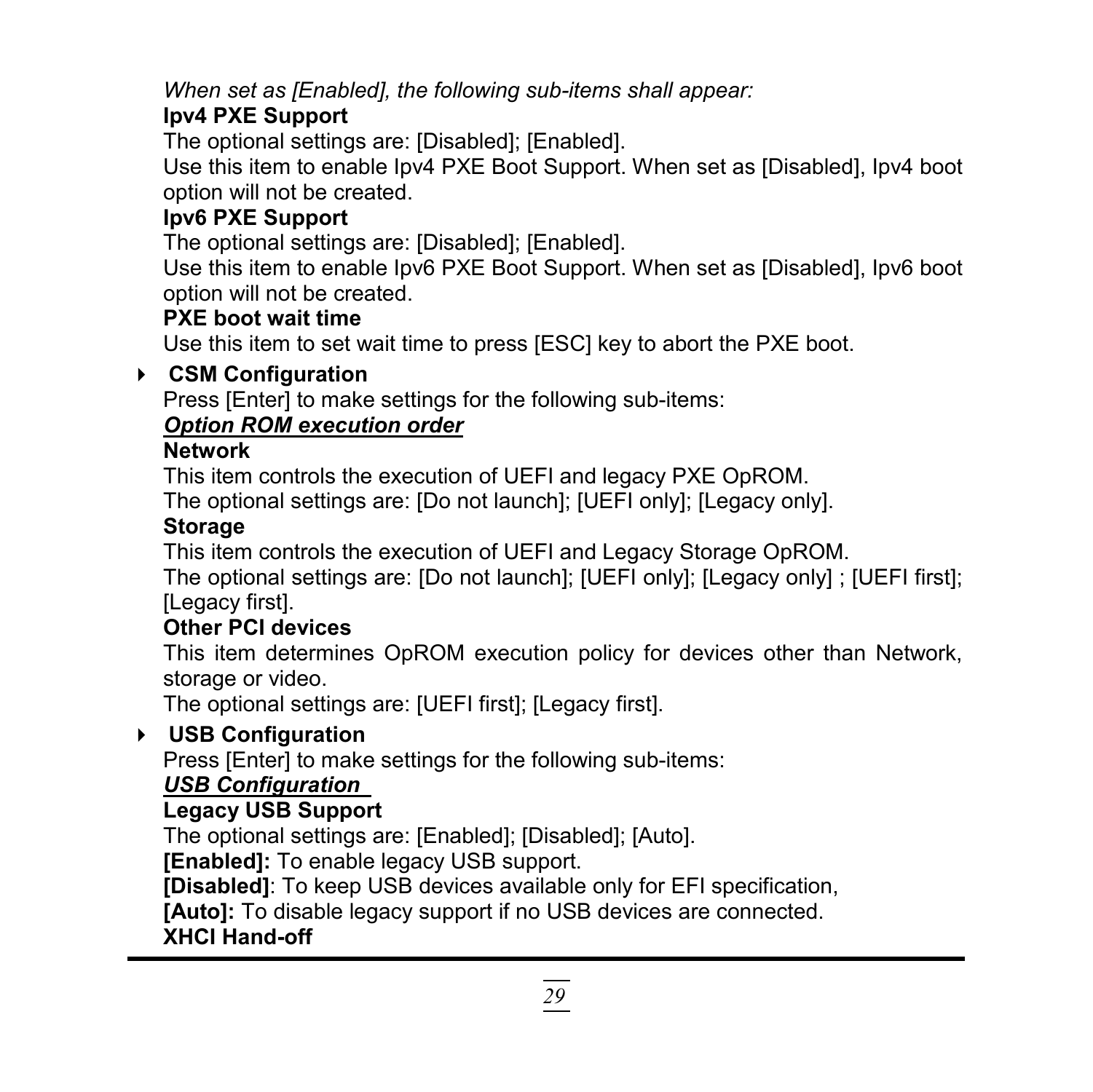*When set as [Enabled], the following sub-items shall appear:*

**Ipv4 PXE Support**

The optional settings are: [Disabled]; [Enabled].

Use this item to enable Ipv4 PXE Boot Support. When set as [Disabled], Ipv4 boot option will not be created.

**Ipv6 PXE Support**

The optional settings are: [Disabled]; [Enabled].

Use this item to enable Ipv6 PXE Boot Support. When set as [Disabled], Ipv6 boot option will not be created.

**PXE boot wait time**

Use this item to set wait time to press [ESC] key to abort the PXE boot.

- **CSM Configuration**

Press [Enter] to make settings for the following sub-items:

***Option ROM execution order***

**Network**

This item controls the execution of UEFI and legacy PXE OpROM.

The optional settings are: [Do not launch]; [UEFI only]; [Legacy only].

**Storage**

This item controls the execution of UEFI and Legacy Storage OpROM.

The optional settings are: [Do not launch]; [UEFI only]; [Legacy only] ; [UEFI first]; [Legacy first].

**Other PCI devices**

This item determines OpROM execution policy for devices other than Network, storage or video.

The optional settings are: [UEFI first]; [Legacy first].

- **USB Configuration**

Press [Enter] to make settings for the following sub-items:

***USB Configuration***

**Legacy USB Support**

The optional settings are: [Enabled]; [Disabled]; [Auto].

**[Enabled]:** To enable legacy USB support.

**[Disabled]**: To keep USB devices available only for EFI specification,

**[Auto]:** To disable legacy support if no USB devices are connected.

**XHCI Hand-off**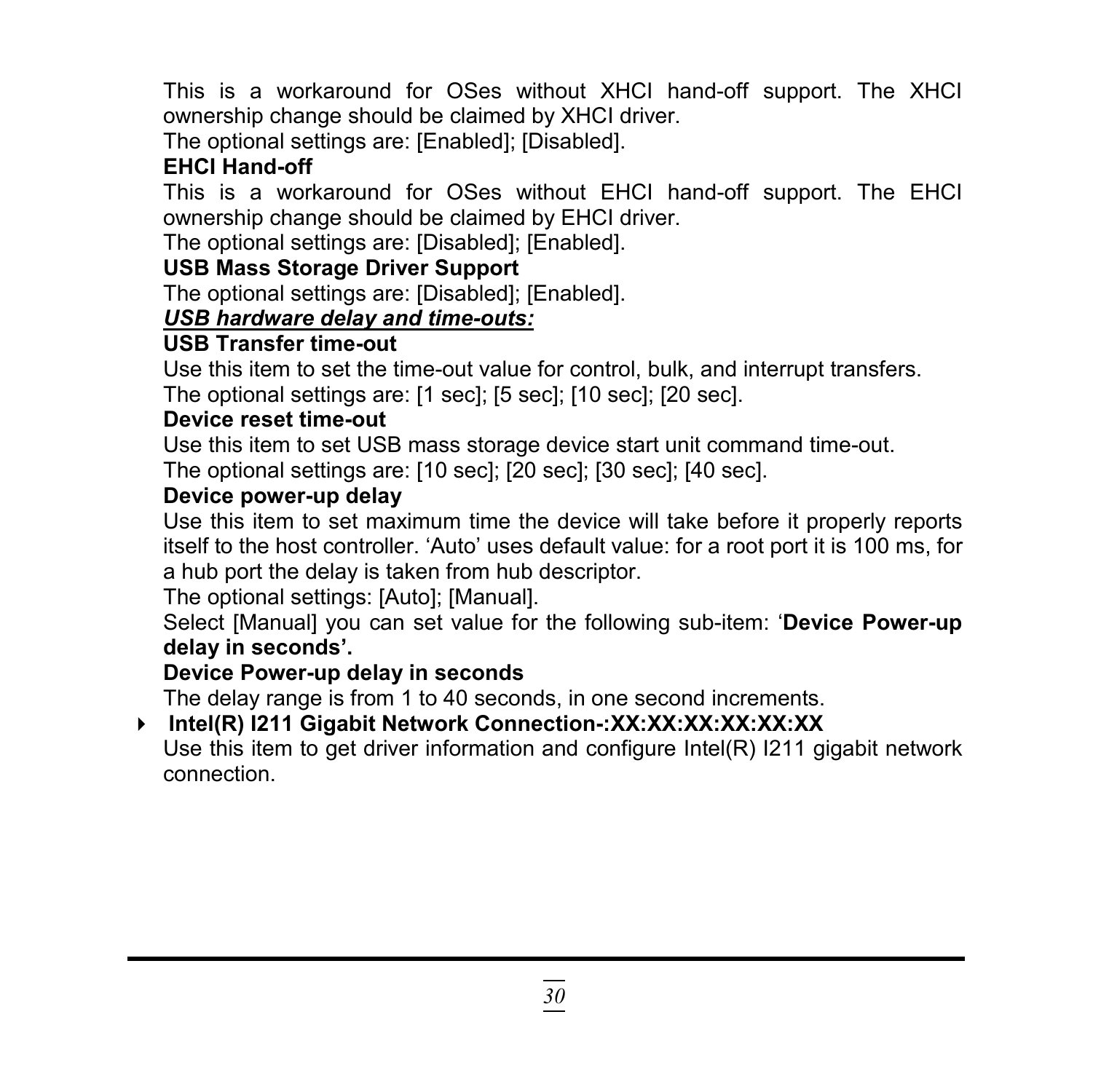This is a workaround for OSes without XHCI hand-off support. The XHCI ownership change should be claimed by XHCI driver.

The optional settings are: [Enabled]; [Disabled].

**EHCI Hand-off**

This is a workaround for OSes without EHCI hand-off support. The EHCI ownership change should be claimed by EHCI driver.

The optional settings are: [Disabled]; [Enabled].

**USB Mass Storage Driver Support**

The optional settings are: [Disabled]; [Enabled].

***USB hardware delay and time-outs:***

**USB Transfer time-out**

Use this item to set the time-out value for control, bulk, and interrupt transfers.

The optional settings are: [1 sec]; [5 sec]; [10 sec]; [20 sec].

**Device reset time-out**

Use this item to set USB mass storage device start unit command time-out.

The optional settings are: [10 sec]; [20 sec]; [30 sec]; [40 sec].

**Device power-up delay**

Use this item to set maximum time the device will take before it properly reports itself to the host controller. 'Auto' uses default value: for a root port it is 100 ms, for a hub port the delay is taken from hub descriptor.

The optional settings: [Auto]; [Manual].

Select [Manual] you can set value for the following sub-item: '**Device Power-up delay in seconds'.**

**Device Power-up delay in seconds**

The delay range is from 1 to 40 seconds, in one second increments.

- **Intel(R) I211 Gigabit Network Connection-:XX:XX:XX:XX:XX:XX**

  Use this item to get driver information and configure Intel(R) I211 gigabit network connection.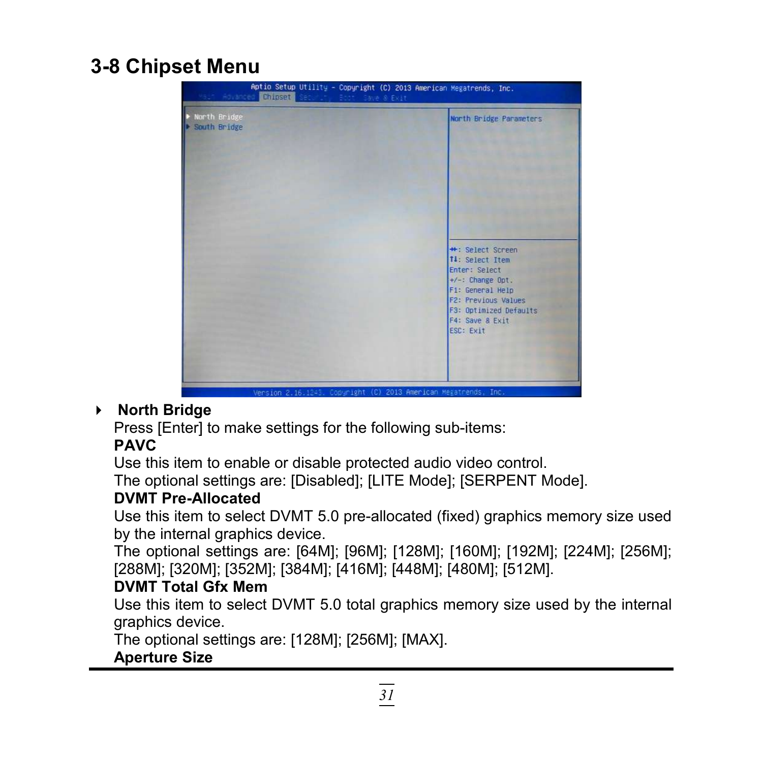## 3-8 Chipset Menu

- **North Bridge**

  Press [Enter] to make settings for the following sub-items:

  **PAVC**

  Use this item to enable or disable protected audio video control.

  The optional settings are: [Disabled]; [LITE Mode]; [SERPENT Mode].

  **DVMT Pre-Allocated**

  Use this item to select DVMT 5.0 pre-allocated (fixed) graphics memory size used by the internal graphics device.

  The optional settings are: [64M]; [96M]; [128M]; [160M]; [192M]; [224M]; [256M]; [288M]; [320M]; [352M]; [384M]; [416M]; [448M]; [480M]; [512M].

  **DVMT Total Gfx Mem**

  Use this item to select DVMT 5.0 total graphics memory size used by the internal graphics device.

  The optional settings are: [128M]; [256M]; [MAX].

  **Aperture Size**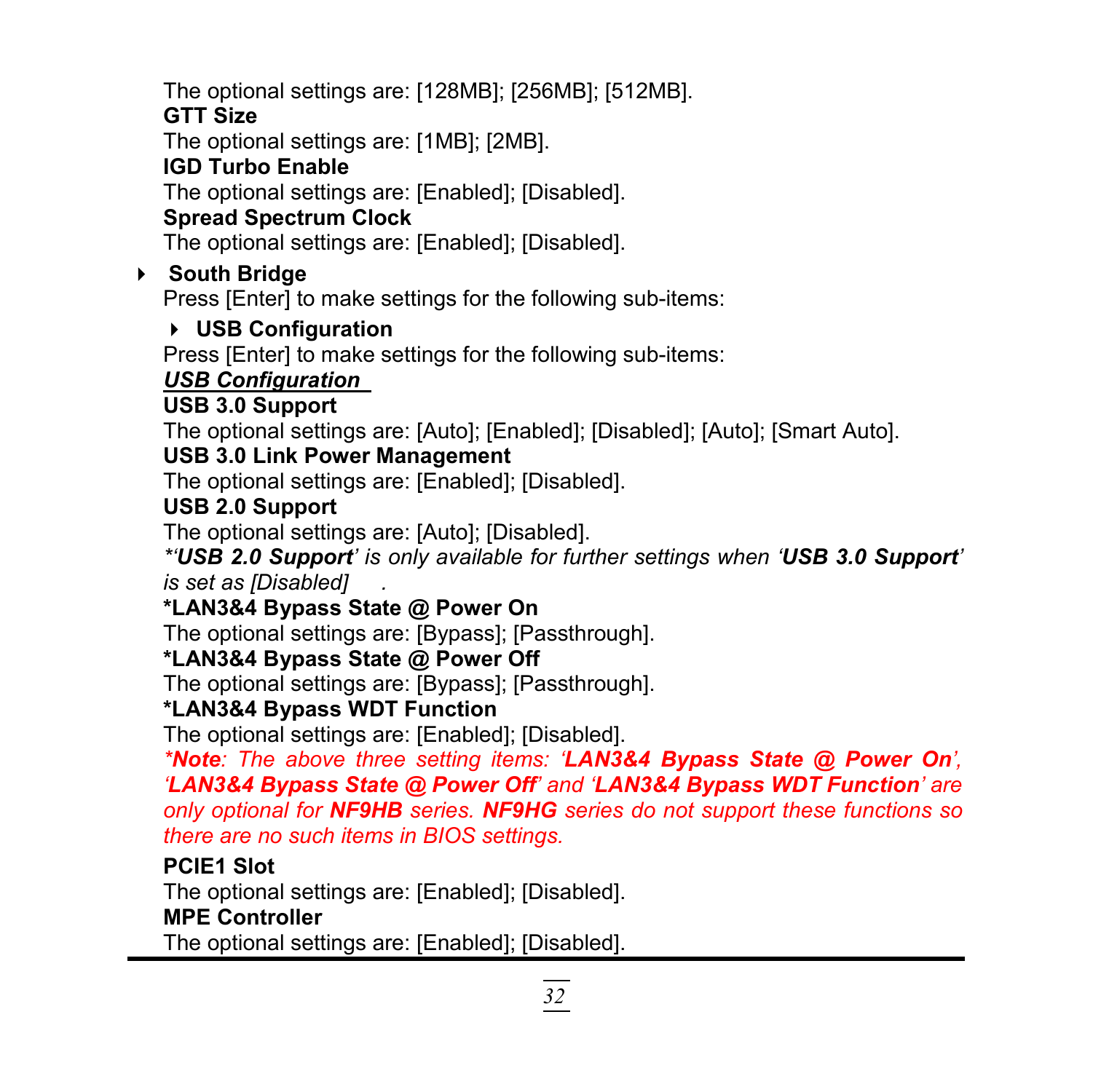The optional settings are: [128MB]; [256MB]; [512MB].

**GTT Size**

The optional settings are: [1MB]; [2MB].

**IGD Turbo Enable**

The optional settings are: [Enabled]; [Disabled].

**Spread Spectrum Clock**

The optional settings are: [Enabled]; [Disabled].

- **South Bridge**

Press [Enter] to make settings for the following sub-items:

- **USB Configuration**

Press [Enter] to make settings for the following sub-items:

***USB Configuration***

**USB 3.0 Support**

The optional settings are: [Auto]; [Enabled]; [Disabled]; [Auto]; [Smart Auto].

**USB 3.0 Link Power Management**

The optional settings are: [Enabled]; [Disabled].

**USB 2.0 Support**

The optional settings are: [Auto]; [Disabled].

*\*'**USB 2.0 Support**' is only available for further settings when '**USB 3.0 Support**' is set as [Disabled] .*

**\*LAN3&4 Bypass State @ Power On**

The optional settings are: [Bypass]; [Passthrough].

**\*LAN3&4 Bypass State @ Power Off**

The optional settings are: [Bypass]; [Passthrough].

**\*LAN3&4 Bypass WDT Function**

The optional settings are: [Enabled]; [Disabled].

*\***Note**: The above three setting items: '**LAN3&4 Bypass State @ Power On**', '**LAN3&4 Bypass State @ Power Off**' and '**LAN3&4 Bypass WDT Function**' are only optional for **NF9HB** series. **NF9HG** series do not support these functions so there are no such items in BIOS settings.*

**PCIE1 Slot**

The optional settings are: [Enabled]; [Disabled].

**MPE Controller**

The optional settings are: [Enabled]; [Disabled].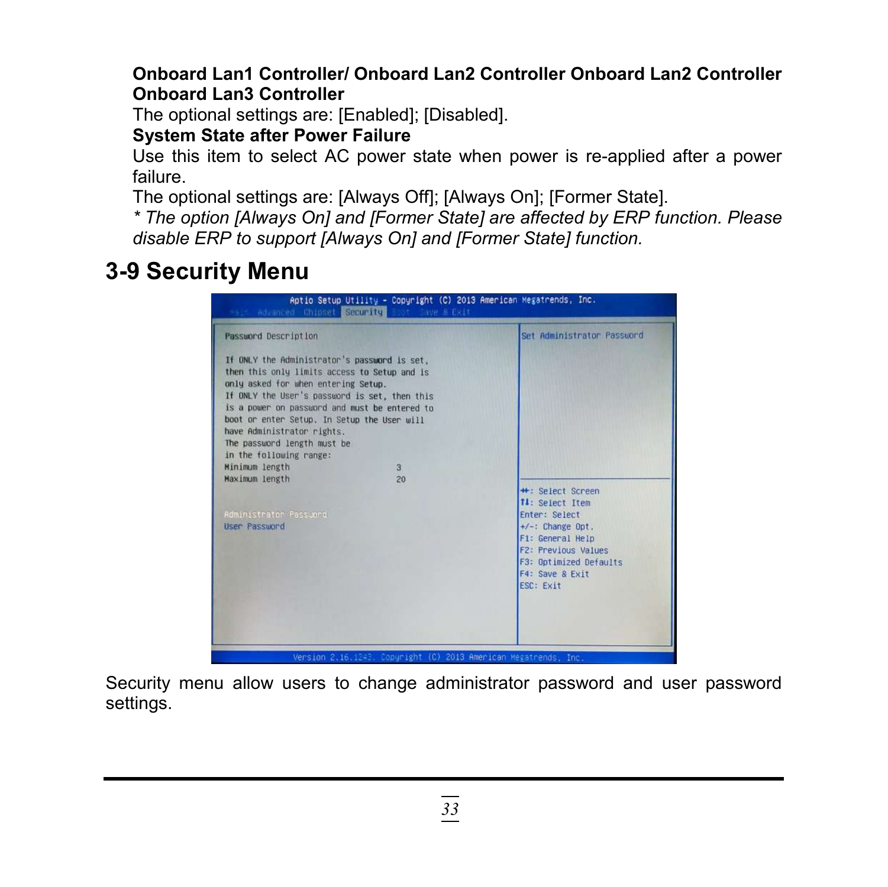**Onboard Lan1 Controller/ Onboard Lan2 Controller Onboard Lan2 Controller Onboard Lan3 Controller**

The optional settings are: [Enabled]; [Disabled].

**System State after Power Failure**

Use this item to select AC power state when power is re-applied after a power failure.

The optional settings are: [Always Off]; [Always On]; [Former State].

*\* The option [Always On] and [Former State] are affected by ERP function. Please disable ERP to support [Always On] and [Former State] function.*

## 3-9 Security Menu

```
Aptio Setup Utility - Copyright (C) 2013 American Megatrends, Inc.
Main  Advanced  Chipset  Security  Boot  Save & Exit

Password Description                              Set Administrator Password

If ONLY the Administrator's password is set,
then this only limits access to Setup and is
only asked for when entering Setup.
If ONLY the User's password is set, then this
is a power on password and must be entered to
boot or enter Setup. In Setup the User will
have Administrator rights.
The password length must be
in the following range:
Minimum length                    3
Maximum length                    20
                                                  ↔: Select Screen
                                                  ↑↓: Select Item
Administrator Password                            Enter: Select
User Password                                     +/-: Change Opt.
                                                  F1: General Help
                                                  F2: Previous Values
                                                  F3: Optimized Defaults
                                                  F4: Save & Exit
                                                  ESC: Exit

Version 2.16.1243. Copyright (C) 2013 American Megatrends, Inc.
```

Security menu allow users to change administrator password and user password settings.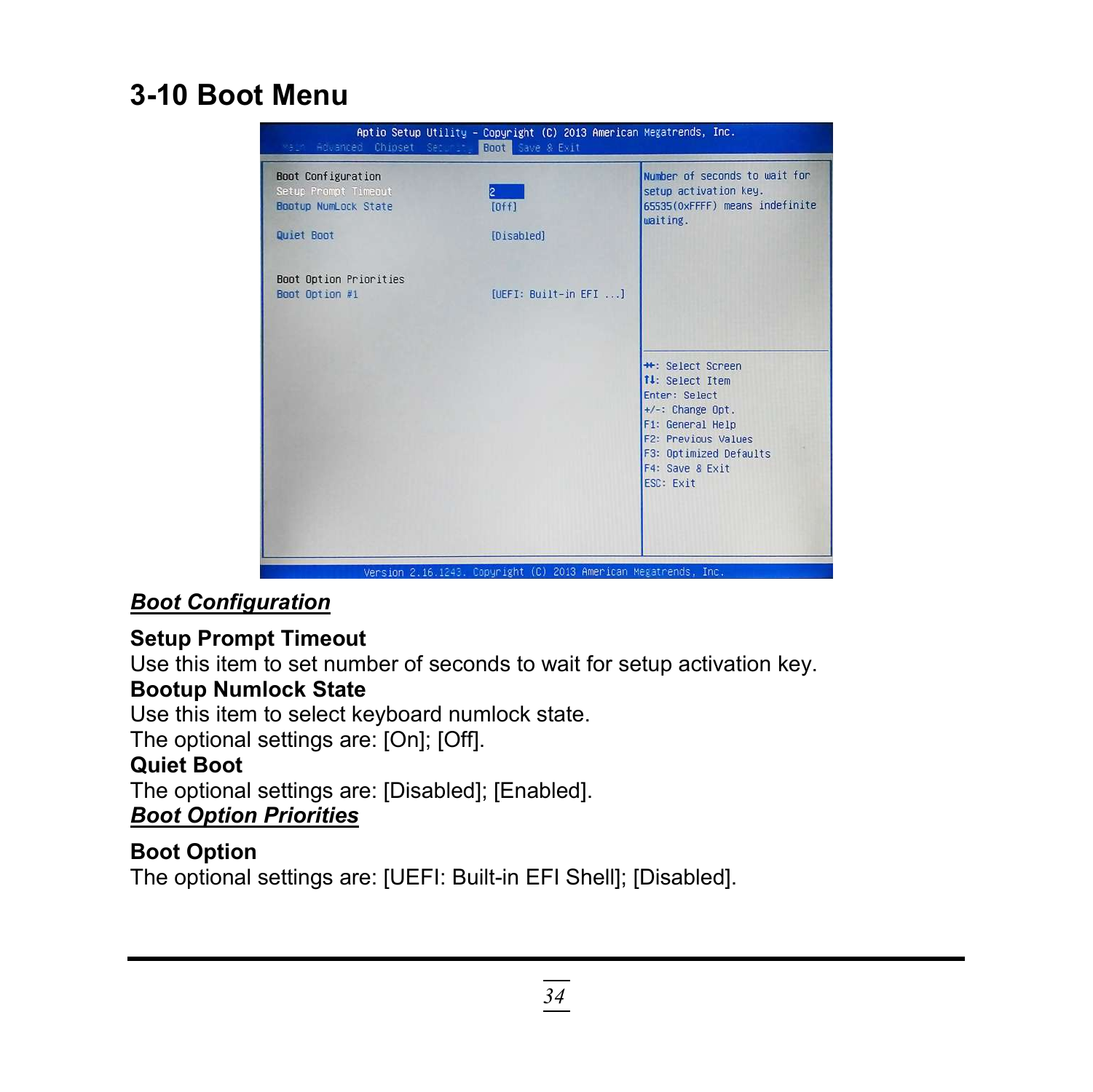# 3-10 Boot Menu

***Boot Configuration***

**Setup Prompt Timeout**
Use this item to set number of seconds to wait for setup activation key.

**Bootup Numlock State**
Use this item to select keyboard numlock state.
The optional settings are: [On]; [Off].

**Quiet Boot**
The optional settings are: [Disabled]; [Enabled].

***Boot Option Priorities***

**Boot Option**
The optional settings are: [UEFI: Built-in EFI Shell]; [Disabled].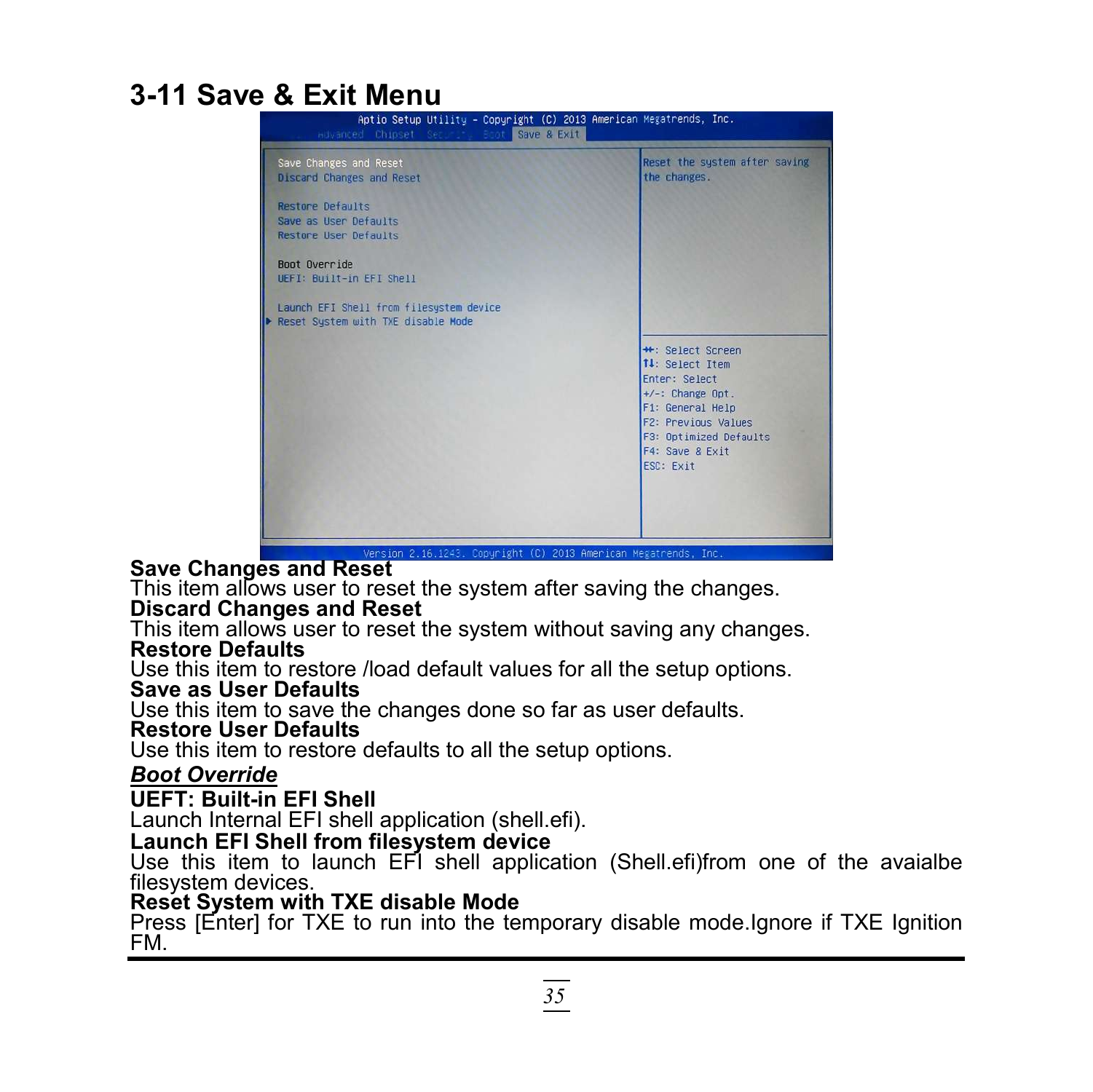## 3-11 Save & Exit Menu

**Save Changes and Reset**
This item allows user to reset the system after saving the changes.

**Discard Changes and Reset**
This item allows user to reset the system without saving any changes.

**Restore Defaults**
Use this item to restore /load default values for all the setup options.

**Save as User Defaults**
Use this item to save the changes done so far as user defaults.

**Restore User Defaults**
Use this item to restore defaults to all the setup options.

***Boot Override***

**UEFT: Built-in EFI Shell**
Launch Internal EFI shell application (shell.efi).

**Launch EFI Shell from filesystem device**
Use this item to launch EFI shell application (Shell.efi)from one of the avaialbe filesystem devices.

**Reset System with TXE disable Mode**
Press [Enter] for TXE to run into the temporary disable mode.Ignore if TXE Ignition FM.